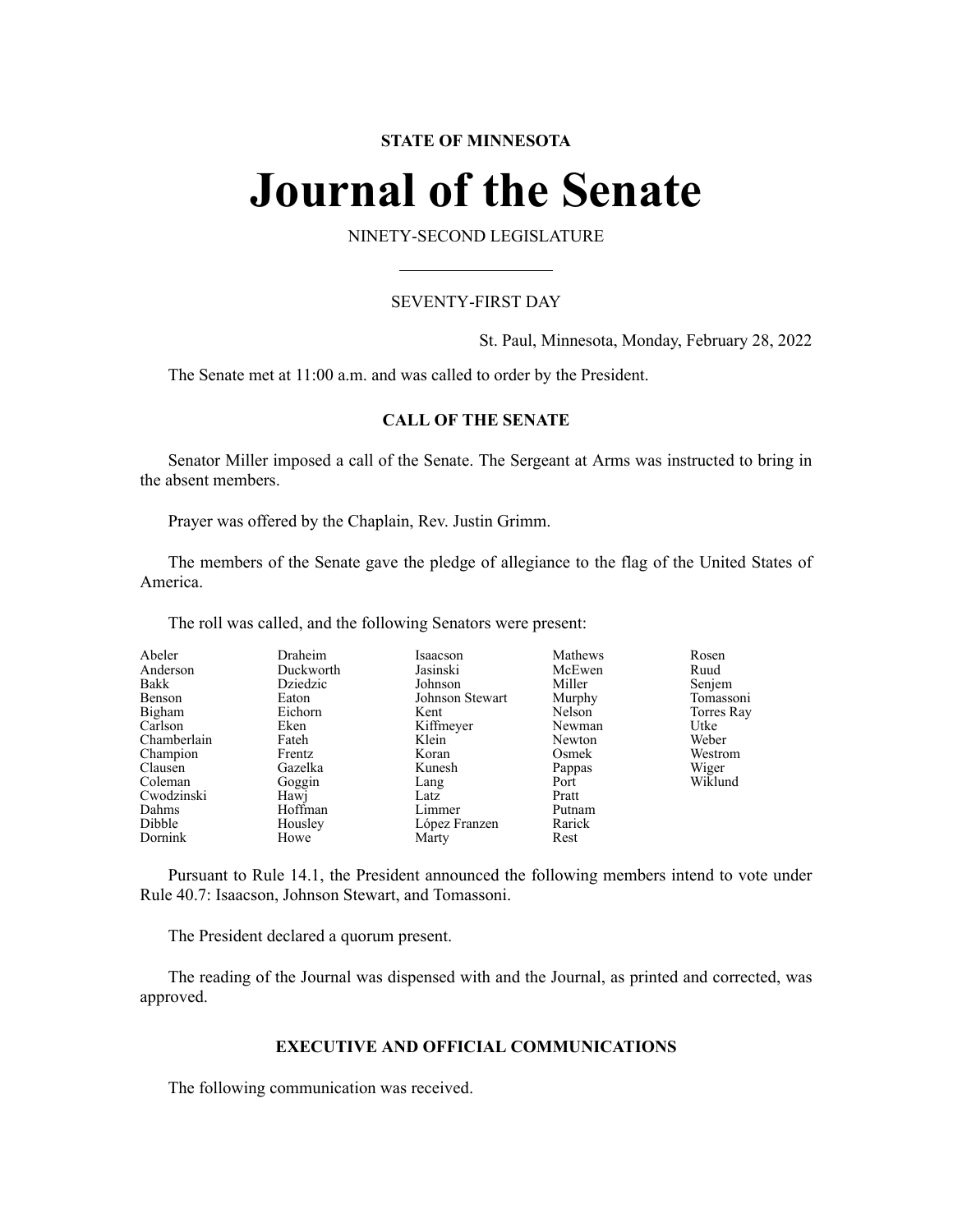**STATE OF MINNESOTA**

# Journal of the Senate

NINETY-SECOND LEGISLATURE

SEVENTY-FIRST DAY

St. Paul, Minnesota, Monday, February 28, 2022

The Senate met at 11:00 a.m. and was called to order by the President.

## CALL OF THE SENATE

Senator Miller imposed a call of the Senate. The Sergeant at Arms was instructed to bring in the absent members.

Prayer was offered by the Chaplain, Rev. Justin Grimm.

The members of the Senate gave the pledge of allegiance to the flag of the United States of America.

The roll was called, and the following Senators were present:

| | | | | |
|---|---|---|---|---|
| Abeler | Draheim | Isaacson | Mathews | Rosen |
| Anderson | Duckworth | Jasinski | McEwen | Ruud |
| Bakk | Dziedzic | Johnson | Miller | Senjem |
| Benson | Eaton | Johnson Stewart | Murphy | Tomassoni |
| Bigham | Eichorn | Kent | Nelson | Torres Ray |
| Carlson | Eken | Kiffmeyer | Newman | Utke |
| Chamberlain | Fateh | Klein | Newton | Weber |
| Champion | Frentz | Koran | Osmek | Westrom |
| Clausen | Gazelka | Kunesh | Pappas | Wiger |
| Coleman | Goggin | Lang | Port | Wiklund |
| Cwodzinski | Hawj | Latz | Pratt | |
| Dahms | Hoffman | Limmer | Putnam | |
| Dibble | Housley | López Franzen | Rarick | |
| Dornink | Howe | Marty | Rest | |

Pursuant to Rule 14.1, the President announced the following members intend to vote under Rule 40.7: Isaacson, Johnson Stewart, and Tomassoni.

The President declared a quorum present.

The reading of the Journal was dispensed with and the Journal, as printed and corrected, was approved.

## EXECUTIVE AND OFFICIAL COMMUNICATIONS

The following communication was received.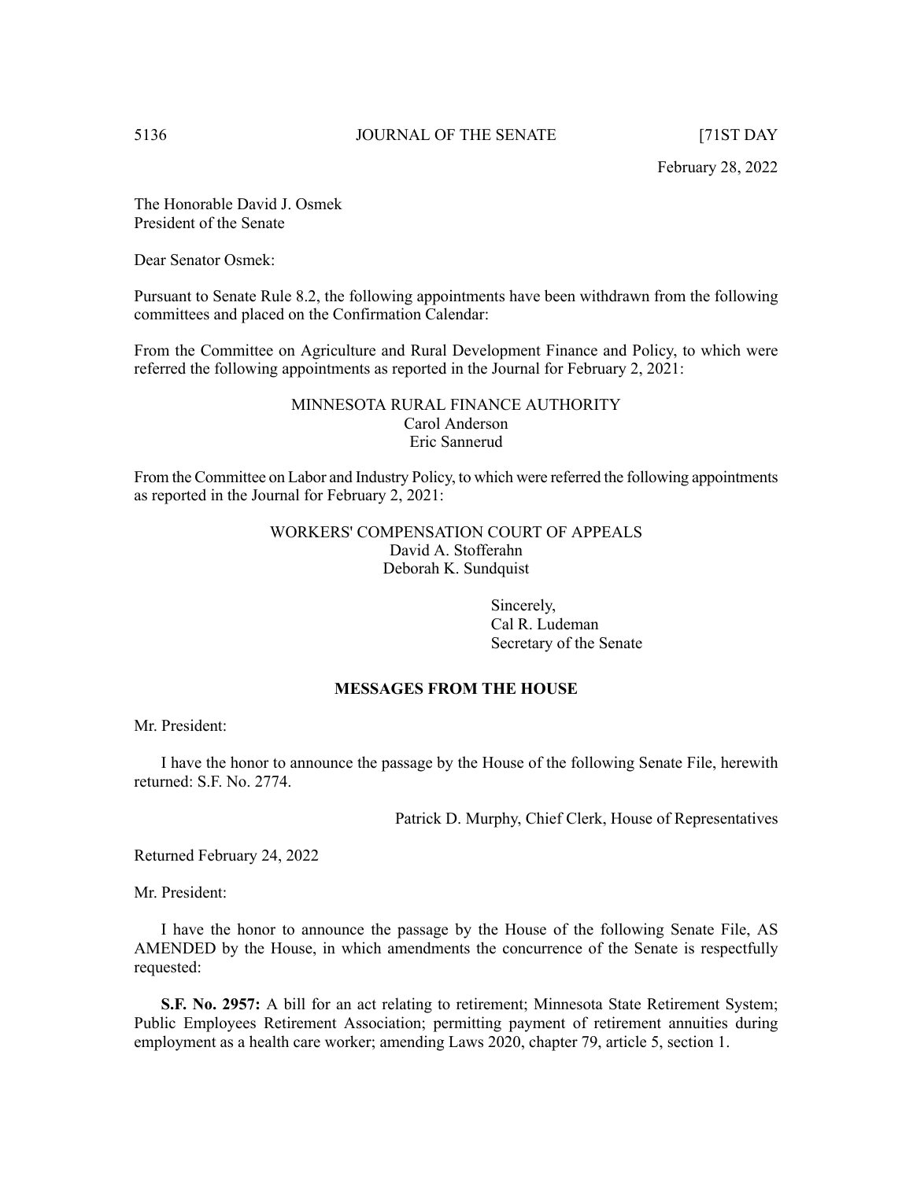February 28, 2022

The Honorable David J. Osmek
President of the Senate

Dear Senator Osmek:

Pursuant to Senate Rule 8.2, the following appointments have been withdrawn from the following committees and placed on the Confirmation Calendar:

From the Committee on Agriculture and Rural Development Finance and Policy, to which were referred the following appointments as reported in the Journal for February 2, 2021:

MINNESOTA RURAL FINANCE AUTHORITY
Carol Anderson
Eric Sannerud

From the Committee on Labor and Industry Policy, to which were referred the following appointments as reported in the Journal for February 2, 2021:

WORKERS' COMPENSATION COURT OF APPEALS
David A. Stofferahn
Deborah K. Sundquist

Sincerely,
Cal R. Ludeman
Secretary of the Senate

## MESSAGES FROM THE HOUSE

Mr. President:

I have the honor to announce the passage by the House of the following Senate File, herewith returned: S.F. No. 2774.

Patrick D. Murphy, Chief Clerk, House of Representatives

Returned February 24, 2022

Mr. President:

I have the honor to announce the passage by the House of the following Senate File, AS AMENDED by the House, in which amendments the concurrence of the Senate is respectfully requested:

**S.F. No. 2957:** A bill for an act relating to retirement; Minnesota State Retirement System; Public Employees Retirement Association; permitting payment of retirement annuities during employment as a health care worker; amending Laws 2020, chapter 79, article 5, section 1.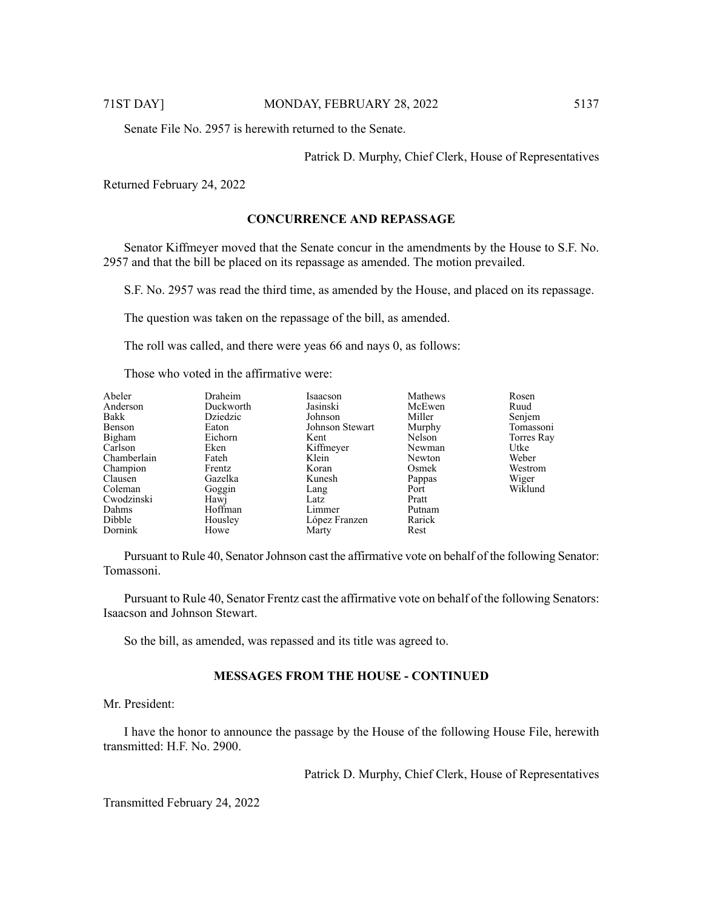Senate File No. 2957 is herewith returned to the Senate.

Patrick D. Murphy, Chief Clerk, House of Representatives

Returned February 24, 2022

## CONCURRENCE AND REPASSAGE

Senator Kiffmeyer moved that the Senate concur in the amendments by the House to S.F. No. 2957 and that the bill be placed on its repassage as amended. The motion prevailed.

S.F. No. 2957 was read the third time, as amended by the House, and placed on its repassage.

The question was taken on the repassage of the bill, as amended.

The roll was called, and there were yeas 66 and nays 0, as follows:

Those who voted in the affirmative were:

| | | | | |
|---|---|---|---|---|
| Abeler | Draheim | Isaacson | Mathews | Rosen |
| Anderson | Duckworth | Jasinski | McEwen | Ruud |
| Bakk | Dziedzic | Johnson | Miller | Senjem |
| Benson | Eaton | Johnson Stewart | Murphy | Tomassoni |
| Bigham | Eichorn | Kent | Nelson | Torres Ray |
| Carlson | Eken | Kiffmeyer | Newman | Utke |
| Chamberlain | Fateh | Klein | Newton | Weber |
| Champion | Frentz | Koran | Osmek | Westrom |
| Clausen | Gazelka | Kunesh | Pappas | Wiger |
| Coleman | Goggin | Lang | Port | Wiklund |
| Cwodzinski | Hawj | Latz | Pratt | |
| Dahms | Hoffman | Limmer | Putnam | |
| Dibble | Housley | López Franzen | Rarick | |
| Dornink | Howe | Marty | Rest | |

Pursuant to Rule 40, Senator Johnson cast the affirmative vote on behalf of the following Senator: Tomassoni.

Pursuant to Rule 40, Senator Frentz cast the affirmative vote on behalf of the following Senators: Isaacson and Johnson Stewart.

So the bill, as amended, was repassed and its title was agreed to.

## MESSAGES FROM THE HOUSE - CONTINUED

Mr. President:

I have the honor to announce the passage by the House of the following House File, herewith transmitted: H.F. No. 2900.

Patrick D. Murphy, Chief Clerk, House of Representatives

Transmitted February 24, 2022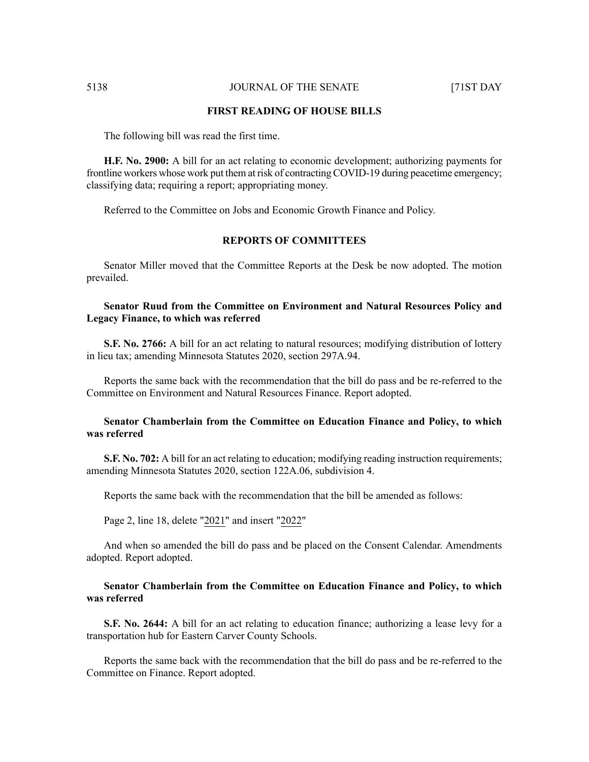## FIRST READING OF HOUSE BILLS

The following bill was read the first time.

**H.F. No. 2900:** A bill for an act relating to economic development; authorizing payments for frontline workers whose work put them at risk of contracting COVID-19 during peacetime emergency; classifying data; requiring a report; appropriating money.

Referred to the Committee on Jobs and Economic Growth Finance and Policy.

## REPORTS OF COMMITTEES

Senator Miller moved that the Committee Reports at the Desk be now adopted. The motion prevailed.

**Senator Ruud from the Committee on Environment and Natural Resources Policy and Legacy Finance, to which was referred**

**S.F. No. 2766:** A bill for an act relating to natural resources; modifying distribution of lottery in lieu tax; amending Minnesota Statutes 2020, section 297A.94.

Reports the same back with the recommendation that the bill do pass and be re-referred to the Committee on Environment and Natural Resources Finance. Report adopted.

**Senator Chamberlain from the Committee on Education Finance and Policy, to which was referred**

**S.F. No. 702:** A bill for an act relating to education; modifying reading instruction requirements; amending Minnesota Statutes 2020, section 122A.06, subdivision 4.

Reports the same back with the recommendation that the bill be amended as follows:

Page 2, line 18, delete "2021" and insert "2022"

And when so amended the bill do pass and be placed on the Consent Calendar. Amendments adopted. Report adopted.

**Senator Chamberlain from the Committee on Education Finance and Policy, to which was referred**

**S.F. No. 2644:** A bill for an act relating to education finance; authorizing a lease levy for a transportation hub for Eastern Carver County Schools.

Reports the same back with the recommendation that the bill do pass and be re-referred to the Committee on Finance. Report adopted.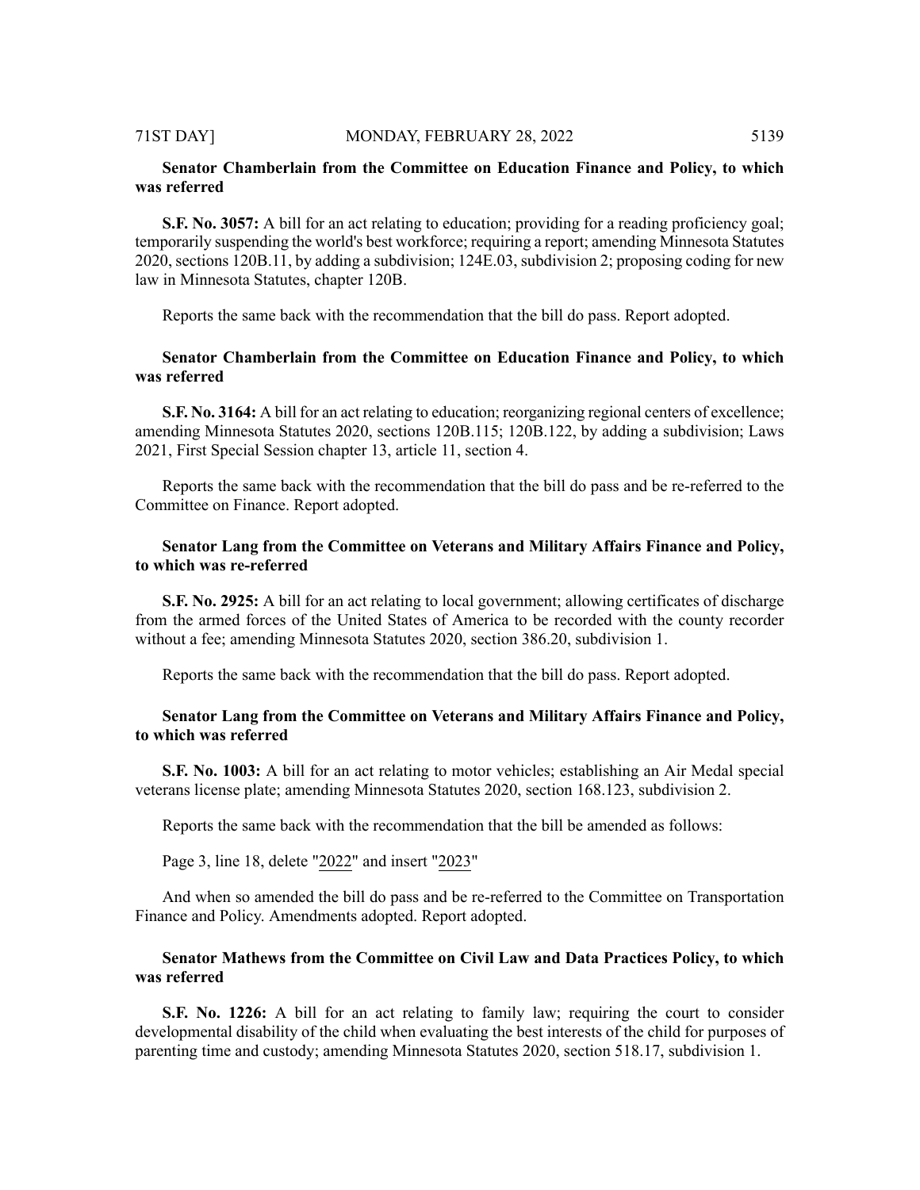**Senator Chamberlain from the Committee on Education Finance and Policy, to which was referred**

**S.F. No. 3057:** A bill for an act relating to education; providing for a reading proficiency goal; temporarily suspending the world's best workforce; requiring a report; amending Minnesota Statutes 2020, sections 120B.11, by adding a subdivision; 124E.03, subdivision 2; proposing coding for new law in Minnesota Statutes, chapter 120B.

Reports the same back with the recommendation that the bill do pass. Report adopted.

**Senator Chamberlain from the Committee on Education Finance and Policy, to which was referred**

**S.F. No. 3164:** A bill for an act relating to education; reorganizing regional centers of excellence; amending Minnesota Statutes 2020, sections 120B.115; 120B.122, by adding a subdivision; Laws 2021, First Special Session chapter 13, article 11, section 4.

Reports the same back with the recommendation that the bill do pass and be re-referred to the Committee on Finance. Report adopted.

**Senator Lang from the Committee on Veterans and Military Affairs Finance and Policy, to which was re-referred**

**S.F. No. 2925:** A bill for an act relating to local government; allowing certificates of discharge from the armed forces of the United States of America to be recorded with the county recorder without a fee; amending Minnesota Statutes 2020, section 386.20, subdivision 1.

Reports the same back with the recommendation that the bill do pass. Report adopted.

**Senator Lang from the Committee on Veterans and Military Affairs Finance and Policy, to which was referred**

**S.F. No. 1003:** A bill for an act relating to motor vehicles; establishing an Air Medal special veterans license plate; amending Minnesota Statutes 2020, section 168.123, subdivision 2.

Reports the same back with the recommendation that the bill be amended as follows:

Page 3, line 18, delete "2022" and insert "2023"

And when so amended the bill do pass and be re-referred to the Committee on Transportation Finance and Policy. Amendments adopted. Report adopted.

**Senator Mathews from the Committee on Civil Law and Data Practices Policy, to which was referred**

**S.F. No. 1226:** A bill for an act relating to family law; requiring the court to consider developmental disability of the child when evaluating the best interests of the child for purposes of parenting time and custody; amending Minnesota Statutes 2020, section 518.17, subdivision 1.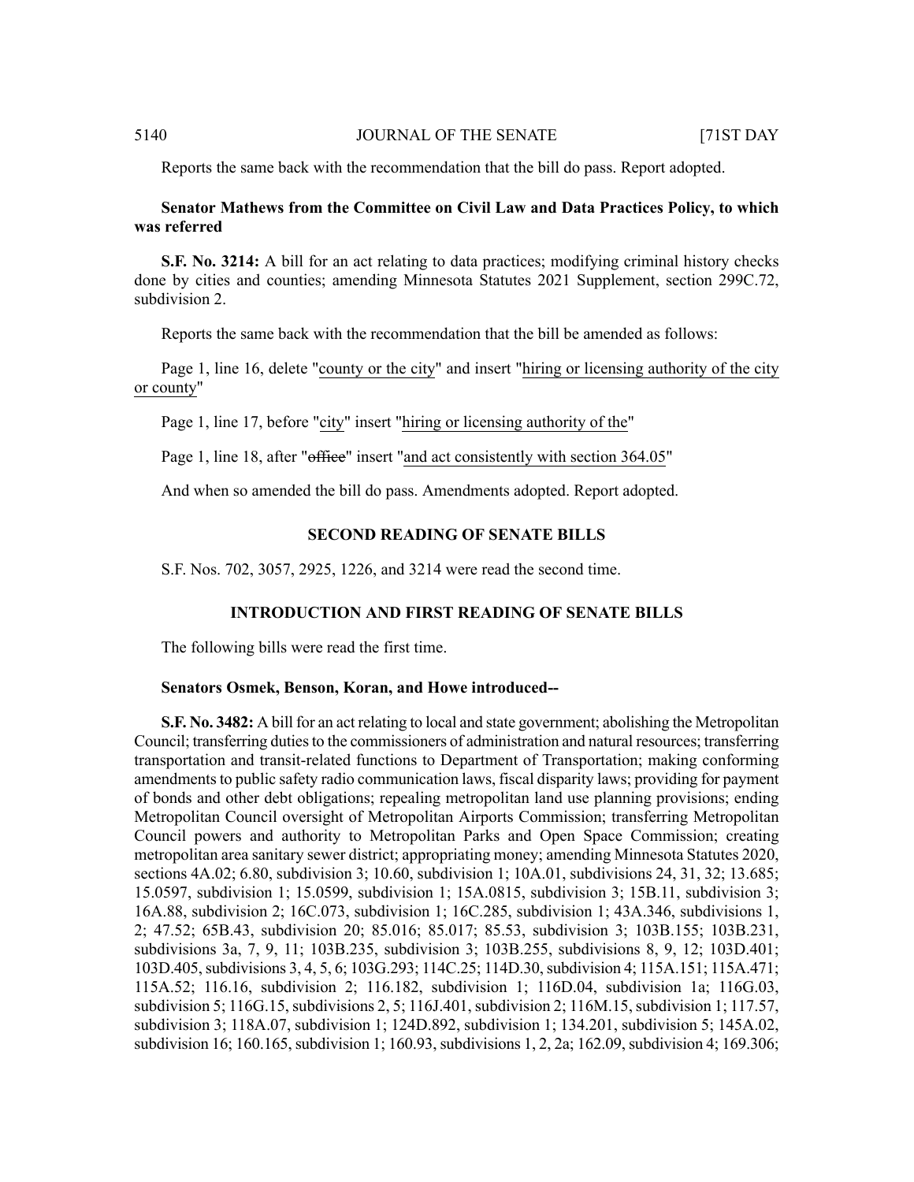Reports the same back with the recommendation that the bill do pass. Report adopted.

**Senator Mathews from the Committee on Civil Law and Data Practices Policy, to which was referred**

**S.F. No. 3214:** A bill for an act relating to data practices; modifying criminal history checks done by cities and counties; amending Minnesota Statutes 2021 Supplement, section 299C.72, subdivision 2.

Reports the same back with the recommendation that the bill be amended as follows:

Page 1, line 16, delete "county or the city" and insert "hiring or licensing authority of the city or county"

Page 1, line 17, before "city" insert "hiring or licensing authority of the"

Page 1, line 18, after "~~office~~" insert "and act consistently with section 364.05"

And when so amended the bill do pass. Amendments adopted. Report adopted.

## SECOND READING OF SENATE BILLS

S.F. Nos. 702, 3057, 2925, 1226, and 3214 were read the second time.

## INTRODUCTION AND FIRST READING OF SENATE BILLS

The following bills were read the first time.

**Senators Osmek, Benson, Koran, and Howe introduced--**

**S.F. No. 3482:** A bill for an act relating to local and state government; abolishing the Metropolitan Council; transferring duties to the commissioners of administration and natural resources; transferring transportation and transit-related functions to Department of Transportation; making conforming amendments to public safety radio communication laws, fiscal disparity laws; providing for payment of bonds and other debt obligations; repealing metropolitan land use planning provisions; ending Metropolitan Council oversight of Metropolitan Airports Commission; transferring Metropolitan Council powers and authority to Metropolitan Parks and Open Space Commission; creating metropolitan area sanitary sewer district; appropriating money; amending Minnesota Statutes 2020, sections 4A.02; 6.80, subdivision 3; 10.60, subdivision 1; 10A.01, subdivisions 24, 31, 32; 13.685; 15.0597, subdivision 1; 15.0599, subdivision 1; 15A.0815, subdivision 3; 15B.11, subdivision 3; 16A.88, subdivision 2; 16C.073, subdivision 1; 16C.285, subdivision 1; 43A.346, subdivisions 1, 2; 47.52; 65B.43, subdivision 20; 85.016; 85.017; 85.53, subdivision 3; 103B.155; 103B.231, subdivisions 3a, 7, 9, 11; 103B.235, subdivision 3; 103B.255, subdivisions 8, 9, 12; 103D.401; 103D.405, subdivisions 3, 4, 5, 6; 103G.293; 114C.25; 114D.30, subdivision 4; 115A.151; 115A.471; 115A.52; 116.16, subdivision 2; 116.182, subdivision 1; 116D.04, subdivision 1a; 116G.03, subdivision 5; 116G.15, subdivisions 2, 5; 116J.401, subdivision 2; 116M.15, subdivision 1; 117.57, subdivision 3; 118A.07, subdivision 1; 124D.892, subdivision 1; 134.201, subdivision 5; 145A.02, subdivision 16; 160.165, subdivision 1; 160.93, subdivisions 1, 2, 2a; 162.09, subdivision 4; 169.306;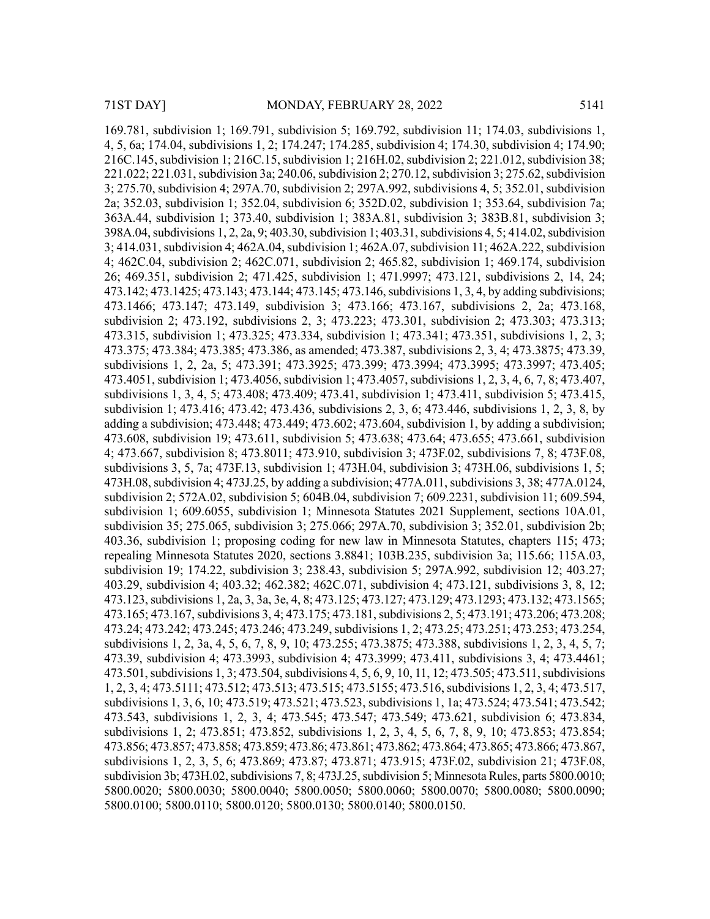169.781, subdivision 1; 169.791, subdivision 5; 169.792, subdivision 11; 174.03, subdivisions 1, 4, 5, 6a; 174.04, subdivisions 1, 2; 174.247; 174.285, subdivision 4; 174.30, subdivision 4; 174.90; 216C.145, subdivision 1; 216C.15, subdivision 1; 216H.02, subdivision 2; 221.012, subdivision 38; 221.022; 221.031, subdivision 3a; 240.06, subdivision 2; 270.12, subdivision 3; 275.62, subdivision 3; 275.70, subdivision 4; 297A.70, subdivision 2; 297A.992, subdivisions 4, 5; 352.01, subdivision 2a; 352.03, subdivision 1; 352.04, subdivision 6; 352D.02, subdivision 1; 353.64, subdivision 7a; 363A.44, subdivision 1; 373.40, subdivision 1; 383A.81, subdivision 3; 383B.81, subdivision 3; 398A.04, subdivisions 1, 2, 2a, 9; 403.30, subdivision 1; 403.31, subdivisions 4, 5; 414.02, subdivision 3; 414.031, subdivision 4; 462A.04, subdivision 1; 462A.07, subdivision 11; 462A.222, subdivision 4; 462C.04, subdivision 2; 462C.071, subdivision 2; 465.82, subdivision 1; 469.174, subdivision 26; 469.351, subdivision 2; 471.425, subdivision 1; 471.9997; 473.121, subdivisions 2, 14, 24; 473.142; 473.1425; 473.143; 473.144; 473.145; 473.146, subdivisions 1, 3, 4, by adding subdivisions; 473.1466; 473.147; 473.149, subdivision 3; 473.166; 473.167, subdivisions 2, 2a; 473.168, subdivision 2; 473.192, subdivisions 2, 3; 473.223; 473.301, subdivision 2; 473.303; 473.313; 473.315, subdivision 1; 473.325; 473.334, subdivision 1; 473.341; 473.351, subdivisions 1, 2, 3; 473.375; 473.384; 473.385; 473.386, as amended; 473.387, subdivisions 2, 3, 4; 473.3875; 473.39, subdivisions 1, 2, 2a, 5; 473.391; 473.3925; 473.399; 473.3994; 473.3995; 473.3997; 473.405; 473.4051, subdivision 1; 473.4056, subdivision 1; 473.4057, subdivisions 1, 2, 3, 4, 6, 7, 8; 473.407, subdivisions 1, 3, 4, 5; 473.408; 473.409; 473.41, subdivision 1; 473.411, subdivision 5; 473.415, subdivision 1; 473.416; 473.42; 473.436, subdivisions 2, 3, 6; 473.446, subdivisions 1, 2, 3, 8, by adding a subdivision; 473.448; 473.449; 473.602; 473.604, subdivision 1, by adding a subdivision; 473.608, subdivision 19; 473.611, subdivision 5; 473.638; 473.64; 473.655; 473.661, subdivision 4; 473.667, subdivision 8; 473.8011; 473.910, subdivision 3; 473F.02, subdivisions 7, 8; 473F.08, subdivisions 3, 5, 7a; 473F.13, subdivision 1; 473H.04, subdivision 3; 473H.06, subdivisions 1, 5; 473H.08, subdivision 4; 473J.25, by adding a subdivision; 477A.011, subdivisions 3, 38; 477A.0124, subdivision 2; 572A.02, subdivision 5; 604B.04, subdivision 7; 609.2231, subdivision 11; 609.594, subdivision 1; 609.6055, subdivision 1; Minnesota Statutes 2021 Supplement, sections 10A.01, subdivision 35; 275.065, subdivision 3; 275.066; 297A.70, subdivision 3; 352.01, subdivision 2b; 403.36, subdivision 1; proposing coding for new law in Minnesota Statutes, chapters 115; 473; repealing Minnesota Statutes 2020, sections 3.8841; 103B.235, subdivision 3a; 115.66; 115A.03, subdivision 19; 174.22, subdivision 3; 238.43, subdivision 5; 297A.992, subdivision 12; 403.27; 403.29, subdivision 4; 403.32; 462.382; 462C.071, subdivision 4; 473.121, subdivisions 3, 8, 12; 473.123, subdivisions 1, 2a, 3, 3a, 3e, 4, 8; 473.125; 473.127; 473.129; 473.1293; 473.132; 473.1565; 473.165; 473.167, subdivisions 3, 4; 473.175; 473.181, subdivisions 2, 5; 473.191; 473.206; 473.208; 473.24; 473.242; 473.245; 473.246; 473.249, subdivisions 1, 2; 473.25; 473.251; 473.253; 473.254, subdivisions 1, 2, 3a, 4, 5, 6, 7, 8, 9, 10; 473.255; 473.3875; 473.388, subdivisions 1, 2, 3, 4, 5, 7; 473.39, subdivision 4; 473.3993, subdivision 4; 473.3999; 473.411, subdivisions 3, 4; 473.4461; 473.501, subdivisions 1, 3; 473.504, subdivisions 4, 5, 6, 9, 10, 11, 12; 473.505; 473.511, subdivisions 1, 2, 3, 4; 473.5111; 473.512; 473.513; 473.515; 473.5155; 473.516, subdivisions 1, 2, 3, 4; 473.517, subdivisions 1, 3, 6, 10; 473.519; 473.521; 473.523, subdivisions 1, 1a; 473.524; 473.541; 473.542; 473.543, subdivisions 1, 2, 3, 4; 473.545; 473.547; 473.549; 473.621, subdivision 6; 473.834, subdivisions 1, 2; 473.851; 473.852, subdivisions 1, 2, 3, 4, 5, 6, 7, 8, 9, 10; 473.853; 473.854; 473.856; 473.857; 473.858; 473.859; 473.86; 473.861; 473.862; 473.864; 473.865; 473.866; 473.867, subdivisions 1, 2, 3, 5, 6; 473.869; 473.87; 473.871; 473.915; 473F.02, subdivision 21; 473F.08, subdivision 3b; 473H.02, subdivisions 7, 8; 473J.25, subdivision 5; Minnesota Rules, parts 5800.0010; 5800.0020; 5800.0030; 5800.0040; 5800.0050; 5800.0060; 5800.0070; 5800.0080; 5800.0090; 5800.0100; 5800.0110; 5800.0120; 5800.0130; 5800.0140; 5800.0150.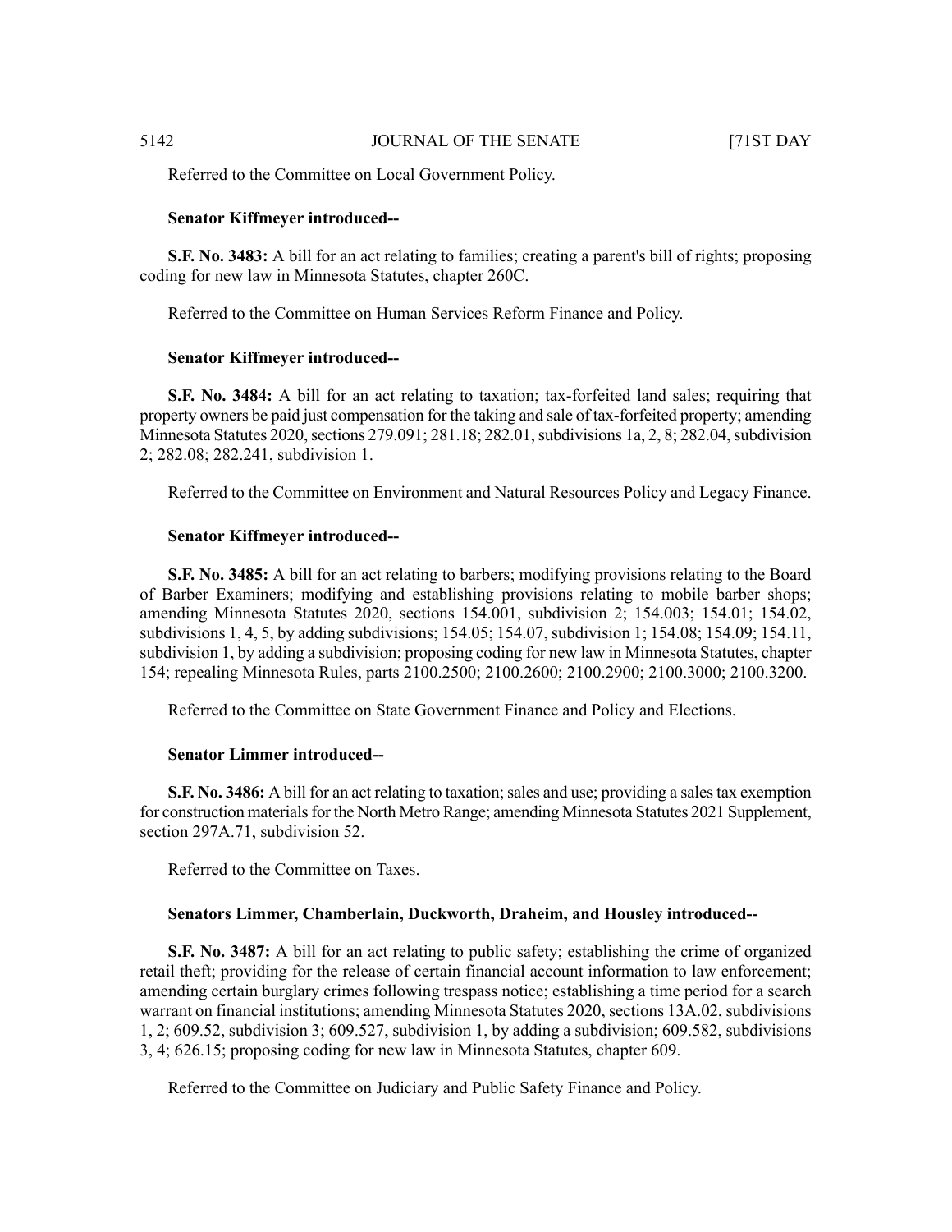Referred to the Committee on Local Government Policy.

**Senator Kiffmeyer introduced--**

**S.F. No. 3483:** A bill for an act relating to families; creating a parent's bill of rights; proposing coding for new law in Minnesota Statutes, chapter 260C.

Referred to the Committee on Human Services Reform Finance and Policy.

**Senator Kiffmeyer introduced--**

**S.F. No. 3484:** A bill for an act relating to taxation; tax-forfeited land sales; requiring that property owners be paid just compensation for the taking and sale of tax-forfeited property; amending Minnesota Statutes 2020, sections 279.091; 281.18; 282.01, subdivisions 1a, 2, 8; 282.04, subdivision 2; 282.08; 282.241, subdivision 1.

Referred to the Committee on Environment and Natural Resources Policy and Legacy Finance.

**Senator Kiffmeyer introduced--**

**S.F. No. 3485:** A bill for an act relating to barbers; modifying provisions relating to the Board of Barber Examiners; modifying and establishing provisions relating to mobile barber shops; amending Minnesota Statutes 2020, sections 154.001, subdivision 2; 154.003; 154.01; 154.02, subdivisions 1, 4, 5, by adding subdivisions; 154.05; 154.07, subdivision 1; 154.08; 154.09; 154.11, subdivision 1, by adding a subdivision; proposing coding for new law in Minnesota Statutes, chapter 154; repealing Minnesota Rules, parts 2100.2500; 2100.2600; 2100.2900; 2100.3000; 2100.3200.

Referred to the Committee on State Government Finance and Policy and Elections.

**Senator Limmer introduced--**

**S.F. No. 3486:** A bill for an act relating to taxation; sales and use; providing a sales tax exemption for construction materials for the North Metro Range; amending Minnesota Statutes 2021 Supplement, section 297A.71, subdivision 52.

Referred to the Committee on Taxes.

**Senators Limmer, Chamberlain, Duckworth, Draheim, and Housley introduced--**

**S.F. No. 3487:** A bill for an act relating to public safety; establishing the crime of organized retail theft; providing for the release of certain financial account information to law enforcement; amending certain burglary crimes following trespass notice; establishing a time period for a search warrant on financial institutions; amending Minnesota Statutes 2020, sections 13A.02, subdivisions 1, 2; 609.52, subdivision 3; 609.527, subdivision 1, by adding a subdivision; 609.582, subdivisions 3, 4; 626.15; proposing coding for new law in Minnesota Statutes, chapter 609.

Referred to the Committee on Judiciary and Public Safety Finance and Policy.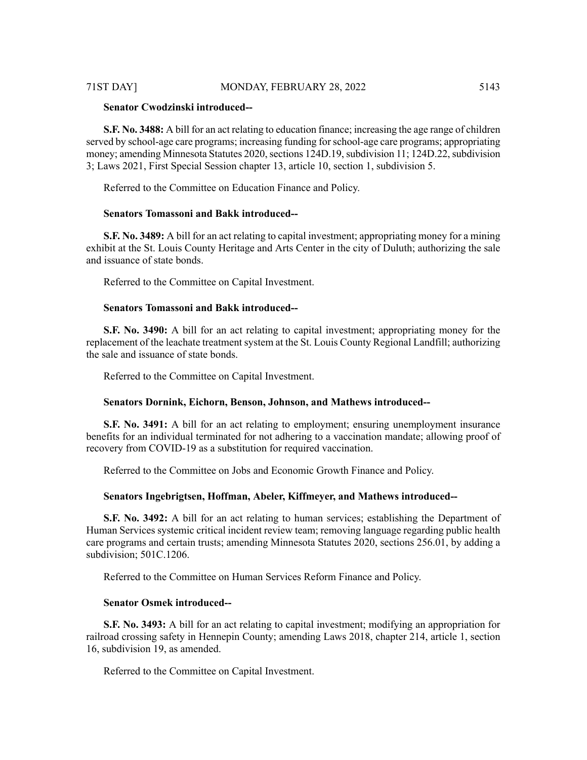**Senator Cwodzinski introduced--**

**S.F. No. 3488:** A bill for an act relating to education finance; increasing the age range of children served by school-age care programs; increasing funding for school-age care programs; appropriating money; amending Minnesota Statutes 2020, sections 124D.19, subdivision 11; 124D.22, subdivision 3; Laws 2021, First Special Session chapter 13, article 10, section 1, subdivision 5.

Referred to the Committee on Education Finance and Policy.

**Senators Tomassoni and Bakk introduced--**

**S.F. No. 3489:** A bill for an act relating to capital investment; appropriating money for a mining exhibit at the St. Louis County Heritage and Arts Center in the city of Duluth; authorizing the sale and issuance of state bonds.

Referred to the Committee on Capital Investment.

**Senators Tomassoni and Bakk introduced--**

**S.F. No. 3490:** A bill for an act relating to capital investment; appropriating money for the replacement of the leachate treatment system at the St. Louis County Regional Landfill; authorizing the sale and issuance of state bonds.

Referred to the Committee on Capital Investment.

**Senators Dornink, Eichorn, Benson, Johnson, and Mathews introduced--**

**S.F. No. 3491:** A bill for an act relating to employment; ensuring unemployment insurance benefits for an individual terminated for not adhering to a vaccination mandate; allowing proof of recovery from COVID-19 as a substitution for required vaccination.

Referred to the Committee on Jobs and Economic Growth Finance and Policy.

**Senators Ingebrigtsen, Hoffman, Abeler, Kiffmeyer, and Mathews introduced--**

**S.F. No. 3492:** A bill for an act relating to human services; establishing the Department of Human Services systemic critical incident review team; removing language regarding public health care programs and certain trusts; amending Minnesota Statutes 2020, sections 256.01, by adding a subdivision; 501C.1206.

Referred to the Committee on Human Services Reform Finance and Policy.

**Senator Osmek introduced--**

**S.F. No. 3493:** A bill for an act relating to capital investment; modifying an appropriation for railroad crossing safety in Hennepin County; amending Laws 2018, chapter 214, article 1, section 16, subdivision 19, as amended.

Referred to the Committee on Capital Investment.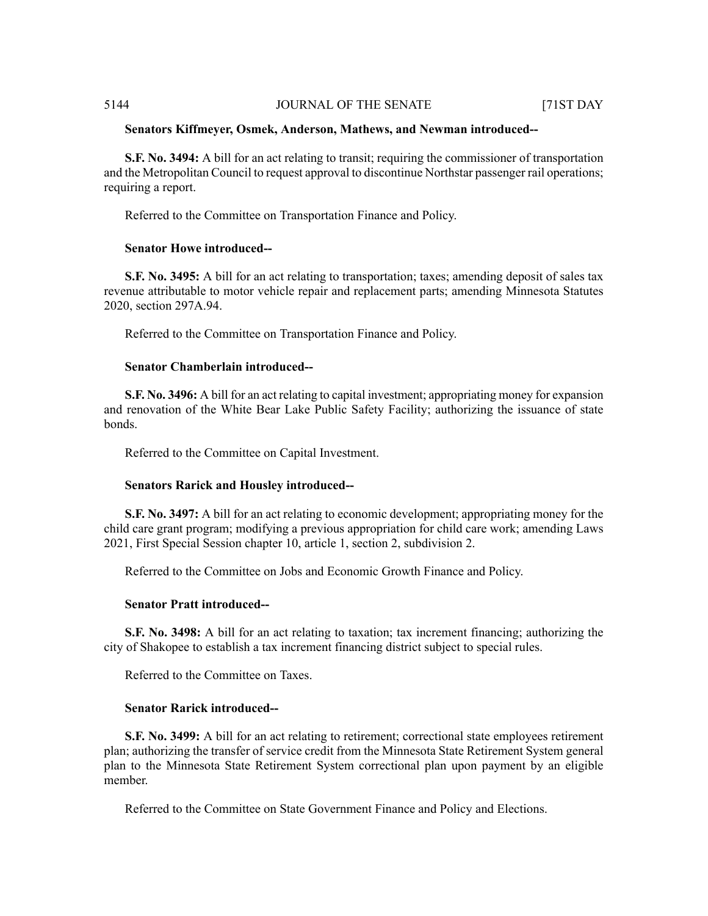**Senators Kiffmeyer, Osmek, Anderson, Mathews, and Newman introduced--**

**S.F. No. 3494:** A bill for an act relating to transit; requiring the commissioner of transportation and the Metropolitan Council to request approval to discontinue Northstar passenger rail operations; requiring a report.

Referred to the Committee on Transportation Finance and Policy.

**Senator Howe introduced--**

**S.F. No. 3495:** A bill for an act relating to transportation; taxes; amending deposit of sales tax revenue attributable to motor vehicle repair and replacement parts; amending Minnesota Statutes 2020, section 297A.94.

Referred to the Committee on Transportation Finance and Policy.

**Senator Chamberlain introduced--**

**S.F. No. 3496:** A bill for an act relating to capital investment; appropriating money for expansion and renovation of the White Bear Lake Public Safety Facility; authorizing the issuance of state bonds.

Referred to the Committee on Capital Investment.

**Senators Rarick and Housley introduced--**

**S.F. No. 3497:** A bill for an act relating to economic development; appropriating money for the child care grant program; modifying a previous appropriation for child care work; amending Laws 2021, First Special Session chapter 10, article 1, section 2, subdivision 2.

Referred to the Committee on Jobs and Economic Growth Finance and Policy.

**Senator Pratt introduced--**

**S.F. No. 3498:** A bill for an act relating to taxation; tax increment financing; authorizing the city of Shakopee to establish a tax increment financing district subject to special rules.

Referred to the Committee on Taxes.

**Senator Rarick introduced--**

**S.F. No. 3499:** A bill for an act relating to retirement; correctional state employees retirement plan; authorizing the transfer of service credit from the Minnesota State Retirement System general plan to the Minnesota State Retirement System correctional plan upon payment by an eligible member.

Referred to the Committee on State Government Finance and Policy and Elections.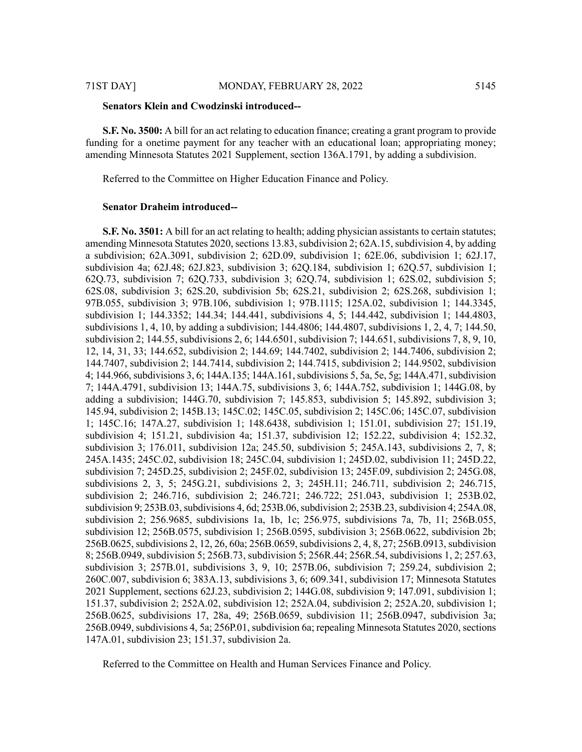**Senators Klein and Cwodzinski introduced--**

**S.F. No. 3500:** A bill for an act relating to education finance; creating a grant program to provide funding for a onetime payment for any teacher with an educational loan; appropriating money; amending Minnesota Statutes 2021 Supplement, section 136A.1791, by adding a subdivision.

Referred to the Committee on Higher Education Finance and Policy.

**Senator Draheim introduced--**

**S.F. No. 3501:** A bill for an act relating to health; adding physician assistants to certain statutes; amending Minnesota Statutes 2020, sections 13.83, subdivision 2; 62A.15, subdivision 4, by adding a subdivision; 62A.3091, subdivision 2; 62D.09, subdivision 1; 62E.06, subdivision 1; 62J.17, subdivision 4a; 62J.48; 62J.823, subdivision 3; 62Q.184, subdivision 1; 62Q.57, subdivision 1; 62Q.73, subdivision 7; 62Q.733, subdivision 3; 62Q.74, subdivision 1; 62S.02, subdivision 5; 62S.08, subdivision 3; 62S.20, subdivision 5b; 62S.21, subdivision 2; 62S.268, subdivision 1; 97B.055, subdivision 3; 97B.106, subdivision 1; 97B.1115; 125A.02, subdivision 1; 144.3345, subdivision 1; 144.3352; 144.34; 144.441, subdivisions 4, 5; 144.442, subdivision 1; 144.4803, subdivisions 1, 4, 10, by adding a subdivision; 144.4806; 144.4807, subdivisions 1, 2, 4, 7; 144.50, subdivision 2; 144.55, subdivisions 2, 6; 144.6501, subdivision 7; 144.651, subdivisions 7, 8, 9, 10, 12, 14, 31, 33; 144.652, subdivision 2; 144.69; 144.7402, subdivision 2; 144.7406, subdivision 2; 144.7407, subdivision 2; 144.7414, subdivision 2; 144.7415, subdivision 2; 144.9502, subdivision 4; 144.966, subdivisions 3, 6; 144A.135; 144A.161, subdivisions 5, 5a, 5e, 5g; 144A.471, subdivision 7; 144A.4791, subdivision 13; 144A.75, subdivisions 3, 6; 144A.752, subdivision 1; 144G.08, by adding a subdivision; 144G.70, subdivision 7; 145.853, subdivision 5; 145.892, subdivision 3; 145.94, subdivision 2; 145B.13; 145C.02; 145C.05, subdivision 2; 145C.06; 145C.07, subdivision 1; 145C.16; 147A.27, subdivision 1; 148.6438, subdivision 1; 151.01, subdivision 27; 151.19, subdivision 4; 151.21, subdivision 4a; 151.37, subdivision 12; 152.22, subdivision 4; 152.32, subdivision 3; 176.011, subdivision 12a; 245.50, subdivision 5; 245A.143, subdivisions 2, 7, 8; 245A.1435; 245C.02, subdivision 18; 245C.04, subdivision 1; 245D.02, subdivision 11; 245D.22, subdivision 7; 245D.25, subdivision 2; 245F.02, subdivision 13; 245F.09, subdivision 2; 245G.08, subdivisions 2, 3, 5; 245G.21, subdivisions 2, 3; 245H.11; 246.711, subdivision 2; 246.715, subdivision 2; 246.716, subdivision 2; 246.721; 246.722; 251.043, subdivision 1; 253B.02, subdivision 9; 253B.03, subdivisions 4, 6d; 253B.06, subdivision 2; 253B.23, subdivision 4; 254A.08, subdivision 2; 256.9685, subdivisions 1a, 1b, 1c; 256.975, subdivisions 7a, 7b, 11; 256B.055, subdivision 12; 256B.0575, subdivision 1; 256B.0595, subdivision 3; 256B.0622, subdivision 2b; 256B.0625, subdivisions 2, 12, 26, 60a; 256B.0659, subdivisions 2, 4, 8, 27; 256B.0913, subdivision 8; 256B.0949, subdivision 5; 256B.73, subdivision 5; 256R.44; 256R.54, subdivisions 1, 2; 257.63, subdivision 3; 257B.01, subdivisions 3, 9, 10; 257B.06, subdivision 7; 259.24, subdivision 2; 260C.007, subdivision 6; 383A.13, subdivisions 3, 6; 609.341, subdivision 17; Minnesota Statutes 2021 Supplement, sections 62J.23, subdivision 2; 144G.08, subdivision 9; 147.091, subdivision 1; 151.37, subdivision 2; 252A.02, subdivision 12; 252A.04, subdivision 2; 252A.20, subdivision 1; 256B.0625, subdivisions 17, 28a, 49; 256B.0659, subdivision 11; 256B.0947, subdivision 3a; 256B.0949, subdivisions 4, 5a; 256P.01, subdivision 6a; repealing Minnesota Statutes 2020, sections 147A.01, subdivision 23; 151.37, subdivision 2a.

Referred to the Committee on Health and Human Services Finance and Policy.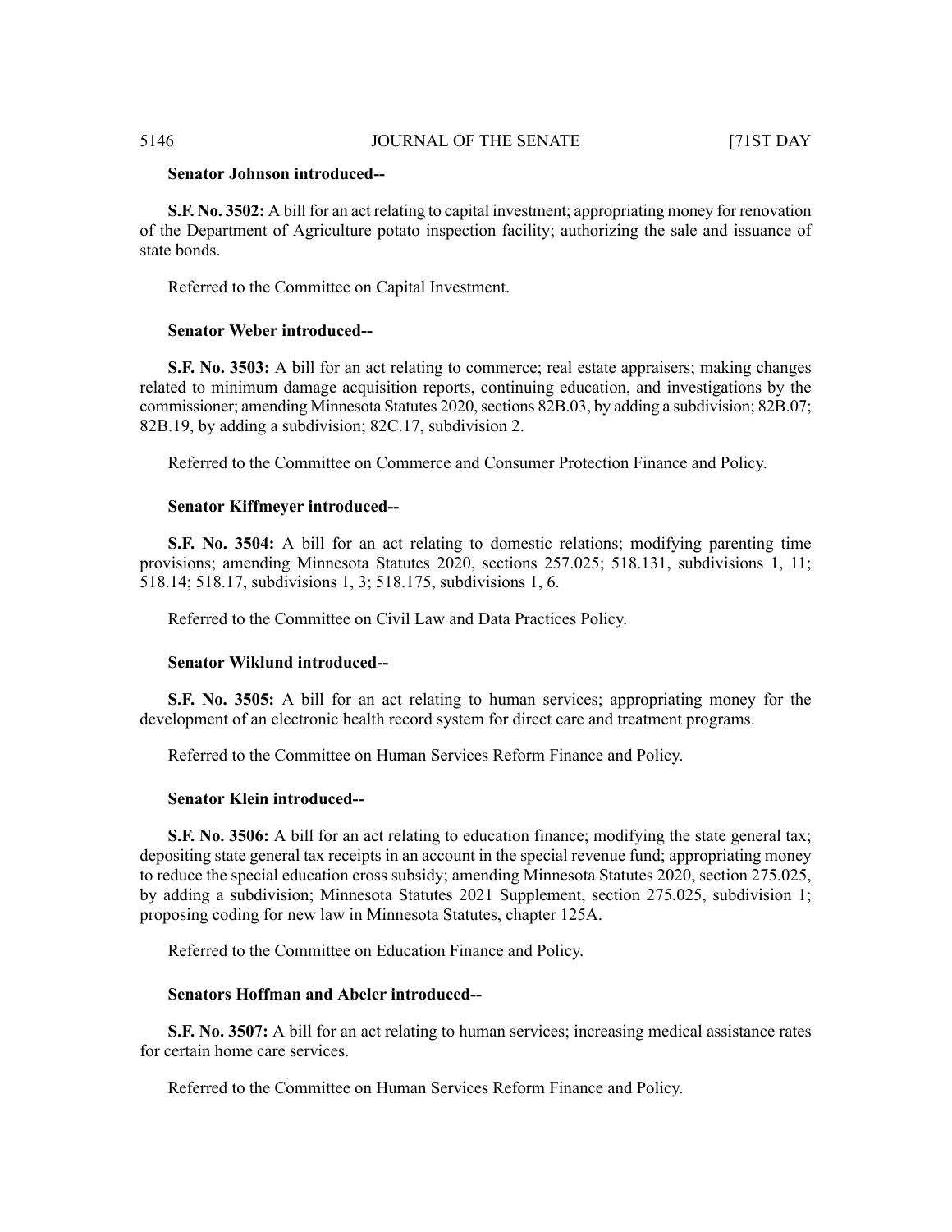**Senator Johnson introduced--**

**S.F. No. 3502:** A bill for an act relating to capital investment; appropriating money for renovation of the Department of Agriculture potato inspection facility; authorizing the sale and issuance of state bonds.

Referred to the Committee on Capital Investment.

**Senator Weber introduced--**

**S.F. No. 3503:** A bill for an act relating to commerce; real estate appraisers; making changes related to minimum damage acquisition reports, continuing education, and investigations by the commissioner; amending Minnesota Statutes 2020, sections 82B.03, by adding a subdivision; 82B.07; 82B.19, by adding a subdivision; 82C.17, subdivision 2.

Referred to the Committee on Commerce and Consumer Protection Finance and Policy.

**Senator Kiffmeyer introduced--**

**S.F. No. 3504:** A bill for an act relating to domestic relations; modifying parenting time provisions; amending Minnesota Statutes 2020, sections 257.025; 518.131, subdivisions 1, 11; 518.14; 518.17, subdivisions 1, 3; 518.175, subdivisions 1, 6.

Referred to the Committee on Civil Law and Data Practices Policy.

**Senator Wiklund introduced--**

**S.F. No. 3505:** A bill for an act relating to human services; appropriating money for the development of an electronic health record system for direct care and treatment programs.

Referred to the Committee on Human Services Reform Finance and Policy.

**Senator Klein introduced--**

**S.F. No. 3506:** A bill for an act relating to education finance; modifying the state general tax; depositing state general tax receipts in an account in the special revenue fund; appropriating money to reduce the special education cross subsidy; amending Minnesota Statutes 2020, section 275.025, by adding a subdivision; Minnesota Statutes 2021 Supplement, section 275.025, subdivision 1; proposing coding for new law in Minnesota Statutes, chapter 125A.

Referred to the Committee on Education Finance and Policy.

**Senators Hoffman and Abeler introduced--**

**S.F. No. 3507:** A bill for an act relating to human services; increasing medical assistance rates for certain home care services.

Referred to the Committee on Human Services Reform Finance and Policy.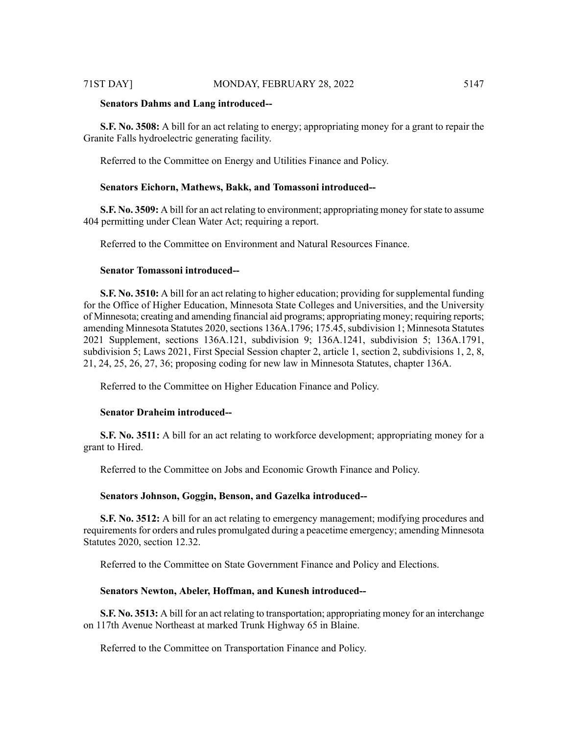**Senators Dahms and Lang introduced--**

**S.F. No. 3508:** A bill for an act relating to energy; appropriating money for a grant to repair the Granite Falls hydroelectric generating facility.

Referred to the Committee on Energy and Utilities Finance and Policy.

**Senators Eichorn, Mathews, Bakk, and Tomassoni introduced--**

**S.F. No. 3509:** A bill for an act relating to environment; appropriating money for state to assume 404 permitting under Clean Water Act; requiring a report.

Referred to the Committee on Environment and Natural Resources Finance.

**Senator Tomassoni introduced--**

**S.F. No. 3510:** A bill for an act relating to higher education; providing for supplemental funding for the Office of Higher Education, Minnesota State Colleges and Universities, and the University of Minnesota; creating and amending financial aid programs; appropriating money; requiring reports; amending Minnesota Statutes 2020, sections 136A.1796; 175.45, subdivision 1; Minnesota Statutes 2021 Supplement, sections 136A.121, subdivision 9; 136A.1241, subdivision 5; 136A.1791, subdivision 5; Laws 2021, First Special Session chapter 2, article 1, section 2, subdivisions 1, 2, 8, 21, 24, 25, 26, 27, 36; proposing coding for new law in Minnesota Statutes, chapter 136A.

Referred to the Committee on Higher Education Finance and Policy.

**Senator Draheim introduced--**

**S.F. No. 3511:** A bill for an act relating to workforce development; appropriating money for a grant to Hired.

Referred to the Committee on Jobs and Economic Growth Finance and Policy.

**Senators Johnson, Goggin, Benson, and Gazelka introduced--**

**S.F. No. 3512:** A bill for an act relating to emergency management; modifying procedures and requirements for orders and rules promulgated during a peacetime emergency; amending Minnesota Statutes 2020, section 12.32.

Referred to the Committee on State Government Finance and Policy and Elections.

**Senators Newton, Abeler, Hoffman, and Kunesh introduced--**

**S.F. No. 3513:** A bill for an act relating to transportation; appropriating money for an interchange on 117th Avenue Northeast at marked Trunk Highway 65 in Blaine.

Referred to the Committee on Transportation Finance and Policy.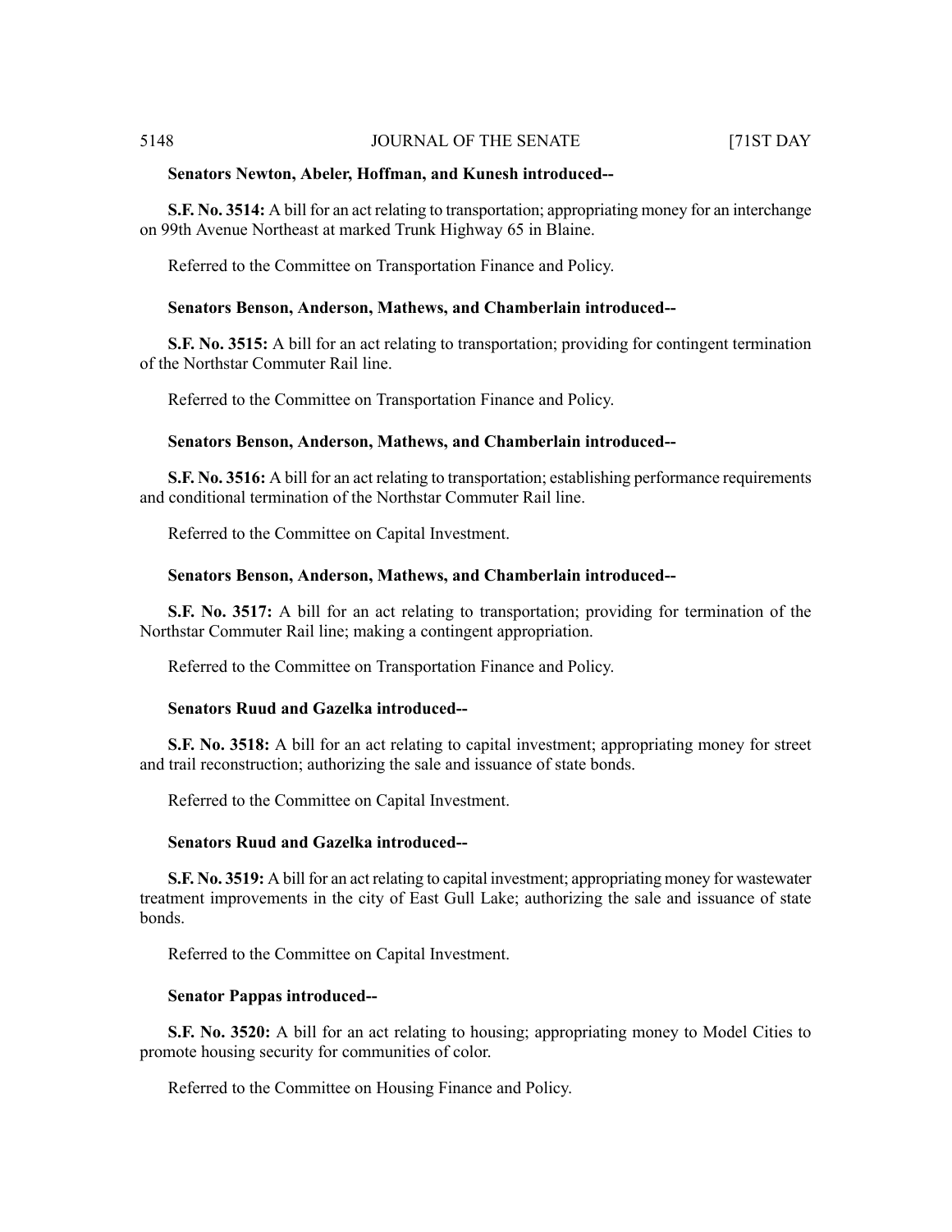**Senators Newton, Abeler, Hoffman, and Kunesh introduced--**

**S.F. No. 3514:** A bill for an act relating to transportation; appropriating money for an interchange on 99th Avenue Northeast at marked Trunk Highway 65 in Blaine.

Referred to the Committee on Transportation Finance and Policy.

**Senators Benson, Anderson, Mathews, and Chamberlain introduced--**

**S.F. No. 3515:** A bill for an act relating to transportation; providing for contingent termination of the Northstar Commuter Rail line.

Referred to the Committee on Transportation Finance and Policy.

**Senators Benson, Anderson, Mathews, and Chamberlain introduced--**

**S.F. No. 3516:** A bill for an act relating to transportation; establishing performance requirements and conditional termination of the Northstar Commuter Rail line.

Referred to the Committee on Capital Investment.

**Senators Benson, Anderson, Mathews, and Chamberlain introduced--**

**S.F. No. 3517:** A bill for an act relating to transportation; providing for termination of the Northstar Commuter Rail line; making a contingent appropriation.

Referred to the Committee on Transportation Finance and Policy.

**Senators Ruud and Gazelka introduced--**

**S.F. No. 3518:** A bill for an act relating to capital investment; appropriating money for street and trail reconstruction; authorizing the sale and issuance of state bonds.

Referred to the Committee on Capital Investment.

**Senators Ruud and Gazelka introduced--**

**S.F. No. 3519:** A bill for an act relating to capital investment; appropriating money for wastewater treatment improvements in the city of East Gull Lake; authorizing the sale and issuance of state bonds.

Referred to the Committee on Capital Investment.

**Senator Pappas introduced--**

**S.F. No. 3520:** A bill for an act relating to housing; appropriating money to Model Cities to promote housing security for communities of color.

Referred to the Committee on Housing Finance and Policy.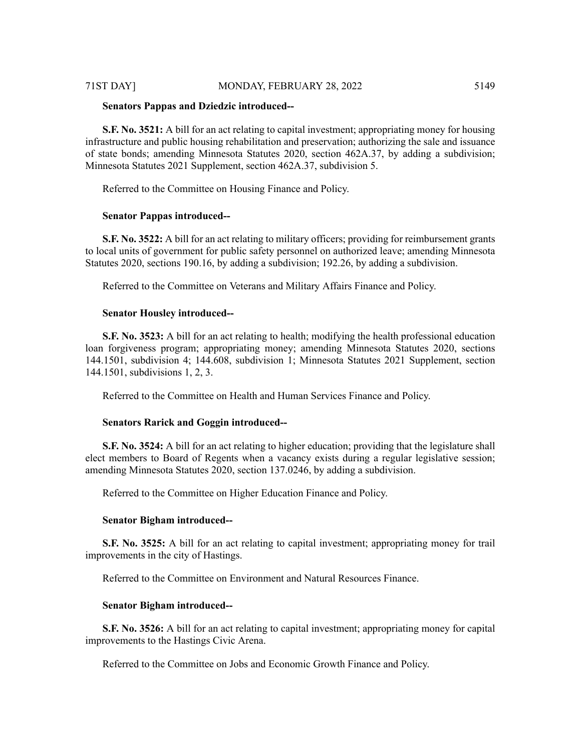**Senators Pappas and Dziedzic introduced--**

**S.F. No. 3521:** A bill for an act relating to capital investment; appropriating money for housing infrastructure and public housing rehabilitation and preservation; authorizing the sale and issuance of state bonds; amending Minnesota Statutes 2020, section 462A.37, by adding a subdivision; Minnesota Statutes 2021 Supplement, section 462A.37, subdivision 5.

Referred to the Committee on Housing Finance and Policy.

**Senator Pappas introduced--**

**S.F. No. 3522:** A bill for an act relating to military officers; providing for reimbursement grants to local units of government for public safety personnel on authorized leave; amending Minnesota Statutes 2020, sections 190.16, by adding a subdivision; 192.26, by adding a subdivision.

Referred to the Committee on Veterans and Military Affairs Finance and Policy.

**Senator Housley introduced--**

**S.F. No. 3523:** A bill for an act relating to health; modifying the health professional education loan forgiveness program; appropriating money; amending Minnesota Statutes 2020, sections 144.1501, subdivision 4; 144.608, subdivision 1; Minnesota Statutes 2021 Supplement, section 144.1501, subdivisions 1, 2, 3.

Referred to the Committee on Health and Human Services Finance and Policy.

**Senators Rarick and Goggin introduced--**

**S.F. No. 3524:** A bill for an act relating to higher education; providing that the legislature shall elect members to Board of Regents when a vacancy exists during a regular legislative session; amending Minnesota Statutes 2020, section 137.0246, by adding a subdivision.

Referred to the Committee on Higher Education Finance and Policy.

**Senator Bigham introduced--**

**S.F. No. 3525:** A bill for an act relating to capital investment; appropriating money for trail improvements in the city of Hastings.

Referred to the Committee on Environment and Natural Resources Finance.

**Senator Bigham introduced--**

**S.F. No. 3526:** A bill for an act relating to capital investment; appropriating money for capital improvements to the Hastings Civic Arena.

Referred to the Committee on Jobs and Economic Growth Finance and Policy.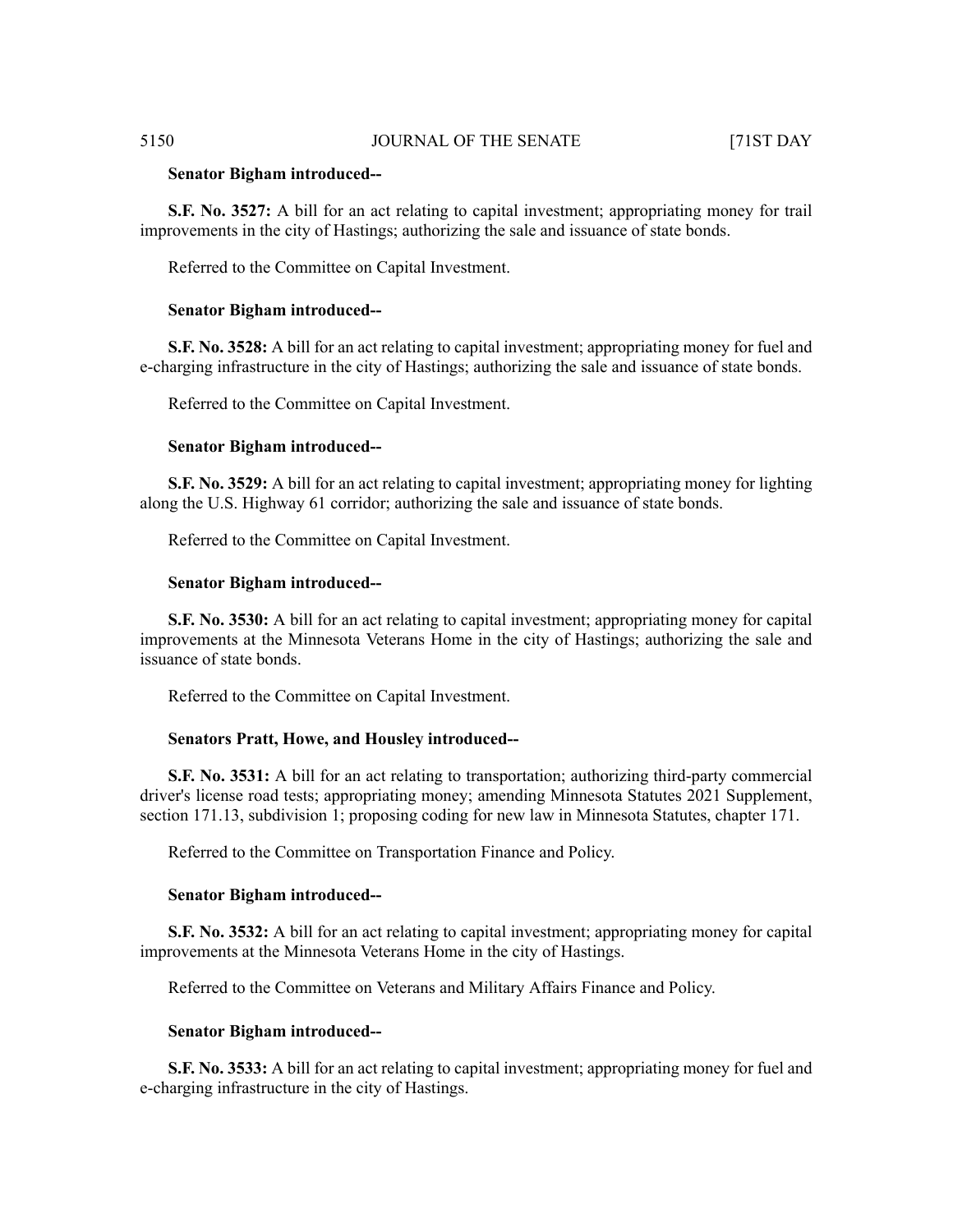**Senator Bigham introduced--**

**S.F. No. 3527:** A bill for an act relating to capital investment; appropriating money for trail improvements in the city of Hastings; authorizing the sale and issuance of state bonds.

Referred to the Committee on Capital Investment.

**Senator Bigham introduced--**

**S.F. No. 3528:** A bill for an act relating to capital investment; appropriating money for fuel and e-charging infrastructure in the city of Hastings; authorizing the sale and issuance of state bonds.

Referred to the Committee on Capital Investment.

**Senator Bigham introduced--**

**S.F. No. 3529:** A bill for an act relating to capital investment; appropriating money for lighting along the U.S. Highway 61 corridor; authorizing the sale and issuance of state bonds.

Referred to the Committee on Capital Investment.

**Senator Bigham introduced--**

**S.F. No. 3530:** A bill for an act relating to capital investment; appropriating money for capital improvements at the Minnesota Veterans Home in the city of Hastings; authorizing the sale and issuance of state bonds.

Referred to the Committee on Capital Investment.

**Senators Pratt, Howe, and Housley introduced--**

**S.F. No. 3531:** A bill for an act relating to transportation; authorizing third-party commercial driver's license road tests; appropriating money; amending Minnesota Statutes 2021 Supplement, section 171.13, subdivision 1; proposing coding for new law in Minnesota Statutes, chapter 171.

Referred to the Committee on Transportation Finance and Policy.

**Senator Bigham introduced--**

**S.F. No. 3532:** A bill for an act relating to capital investment; appropriating money for capital improvements at the Minnesota Veterans Home in the city of Hastings.

Referred to the Committee on Veterans and Military Affairs Finance and Policy.

**Senator Bigham introduced--**

**S.F. No. 3533:** A bill for an act relating to capital investment; appropriating money for fuel and e-charging infrastructure in the city of Hastings.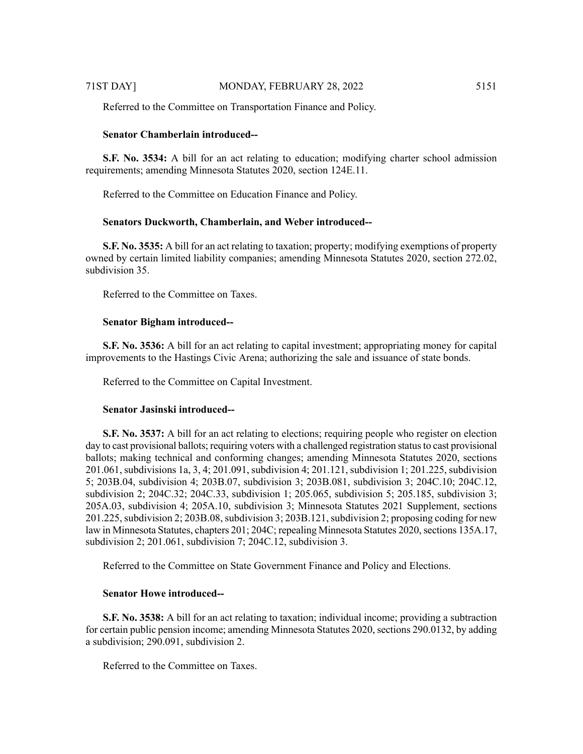Referred to the Committee on Transportation Finance and Policy.

**Senator Chamberlain introduced--**

**S.F. No. 3534:** A bill for an act relating to education; modifying charter school admission requirements; amending Minnesota Statutes 2020, section 124E.11.

Referred to the Committee on Education Finance and Policy.

**Senators Duckworth, Chamberlain, and Weber introduced--**

**S.F. No. 3535:** A bill for an act relating to taxation; property; modifying exemptions of property owned by certain limited liability companies; amending Minnesota Statutes 2020, section 272.02, subdivision 35.

Referred to the Committee on Taxes.

**Senator Bigham introduced--**

**S.F. No. 3536:** A bill for an act relating to capital investment; appropriating money for capital improvements to the Hastings Civic Arena; authorizing the sale and issuance of state bonds.

Referred to the Committee on Capital Investment.

**Senator Jasinski introduced--**

**S.F. No. 3537:** A bill for an act relating to elections; requiring people who register on election day to cast provisional ballots; requiring voters with a challenged registration status to cast provisional ballots; making technical and conforming changes; amending Minnesota Statutes 2020, sections 201.061, subdivisions 1a, 3, 4; 201.091, subdivision 4; 201.121, subdivision 1; 201.225, subdivision 5; 203B.04, subdivision 4; 203B.07, subdivision 3; 203B.081, subdivision 3; 204C.10; 204C.12, subdivision 2; 204C.32; 204C.33, subdivision 1; 205.065, subdivision 5; 205.185, subdivision 3; 205A.03, subdivision 4; 205A.10, subdivision 3; Minnesota Statutes 2021 Supplement, sections 201.225, subdivision 2; 203B.08, subdivision 3; 203B.121, subdivision 2; proposing coding for new law in Minnesota Statutes, chapters 201; 204C; repealing Minnesota Statutes 2020, sections 135A.17, subdivision 2; 201.061, subdivision 7; 204C.12, subdivision 3.

Referred to the Committee on State Government Finance and Policy and Elections.

**Senator Howe introduced--**

**S.F. No. 3538:** A bill for an act relating to taxation; individual income; providing a subtraction for certain public pension income; amending Minnesota Statutes 2020, sections 290.0132, by adding a subdivision; 290.091, subdivision 2.

Referred to the Committee on Taxes.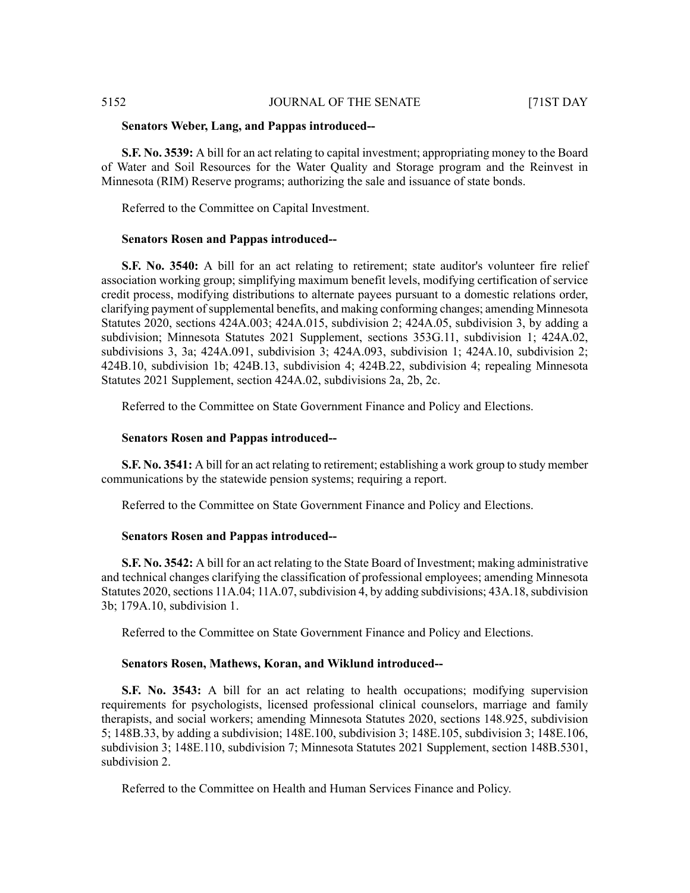**Senators Weber, Lang, and Pappas introduced--**

**S.F. No. 3539:** A bill for an act relating to capital investment; appropriating money to the Board of Water and Soil Resources for the Water Quality and Storage program and the Reinvest in Minnesota (RIM) Reserve programs; authorizing the sale and issuance of state bonds.

Referred to the Committee on Capital Investment.

**Senators Rosen and Pappas introduced--**

**S.F. No. 3540:** A bill for an act relating to retirement; state auditor's volunteer fire relief association working group; simplifying maximum benefit levels, modifying certification of service credit process, modifying distributions to alternate payees pursuant to a domestic relations order, clarifying payment of supplemental benefits, and making conforming changes; amending Minnesota Statutes 2020, sections 424A.003; 424A.015, subdivision 2; 424A.05, subdivision 3, by adding a subdivision; Minnesota Statutes 2021 Supplement, sections 353G.11, subdivision 1; 424A.02, subdivisions 3, 3a; 424A.091, subdivision 3; 424A.093, subdivision 1; 424A.10, subdivision 2; 424B.10, subdivision 1b; 424B.13, subdivision 4; 424B.22, subdivision 4; repealing Minnesota Statutes 2021 Supplement, section 424A.02, subdivisions 2a, 2b, 2c.

Referred to the Committee on State Government Finance and Policy and Elections.

**Senators Rosen and Pappas introduced--**

**S.F. No. 3541:** A bill for an act relating to retirement; establishing a work group to study member communications by the statewide pension systems; requiring a report.

Referred to the Committee on State Government Finance and Policy and Elections.

**Senators Rosen and Pappas introduced--**

**S.F. No. 3542:** A bill for an act relating to the State Board of Investment; making administrative and technical changes clarifying the classification of professional employees; amending Minnesota Statutes 2020, sections 11A.04; 11A.07, subdivision 4, by adding subdivisions; 43A.18, subdivision 3b; 179A.10, subdivision 1.

Referred to the Committee on State Government Finance and Policy and Elections.

**Senators Rosen, Mathews, Koran, and Wiklund introduced--**

**S.F. No. 3543:** A bill for an act relating to health occupations; modifying supervision requirements for psychologists, licensed professional clinical counselors, marriage and family therapists, and social workers; amending Minnesota Statutes 2020, sections 148.925, subdivision 5; 148B.33, by adding a subdivision; 148E.100, subdivision 3; 148E.105, subdivision 3; 148E.106, subdivision 3; 148E.110, subdivision 7; Minnesota Statutes 2021 Supplement, section 148B.5301, subdivision 2.

Referred to the Committee on Health and Human Services Finance and Policy.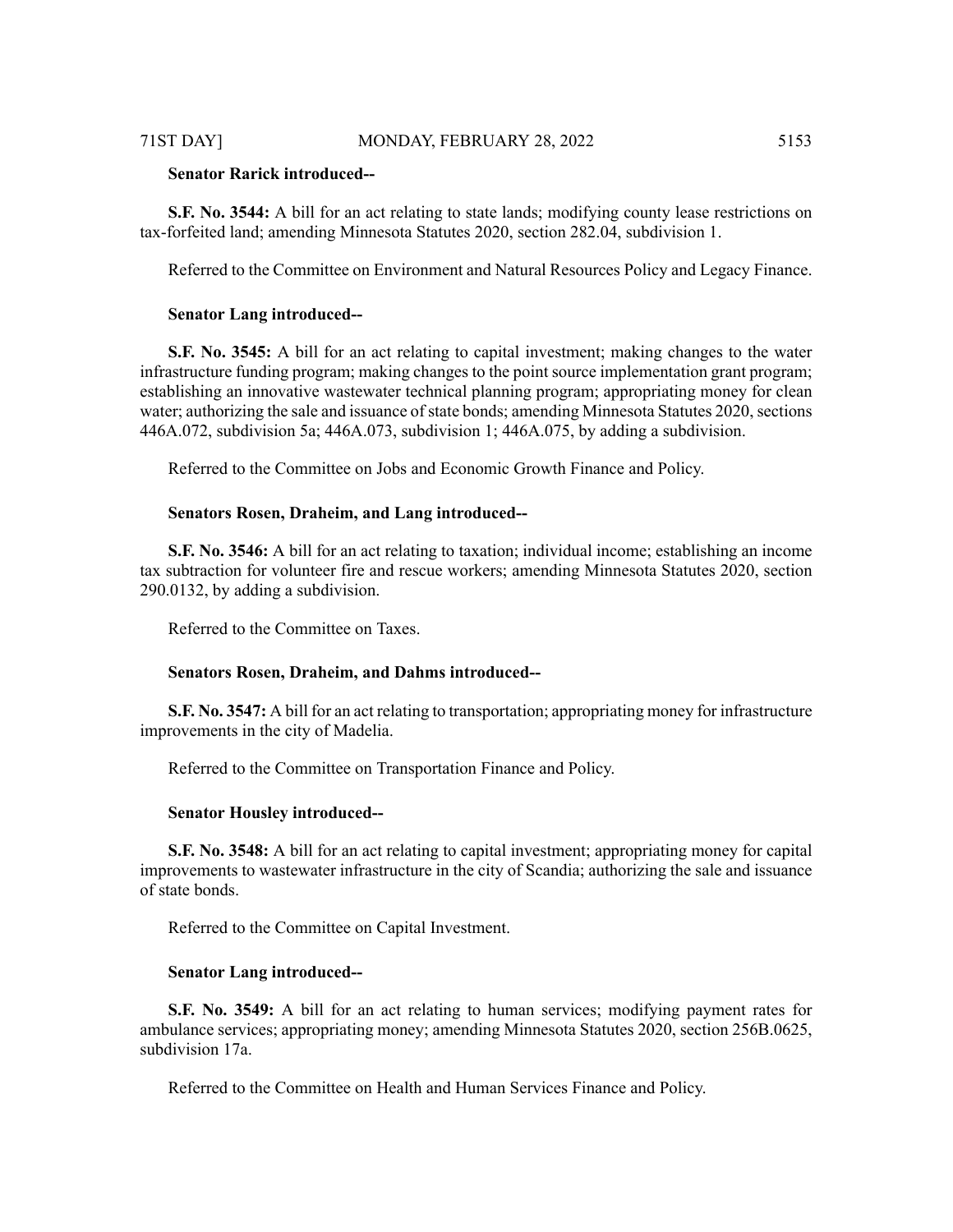**Senator Rarick introduced--**

**S.F. No. 3544:** A bill for an act relating to state lands; modifying county lease restrictions on tax-forfeited land; amending Minnesota Statutes 2020, section 282.04, subdivision 1.

Referred to the Committee on Environment and Natural Resources Policy and Legacy Finance.

**Senator Lang introduced--**

**S.F. No. 3545:** A bill for an act relating to capital investment; making changes to the water infrastructure funding program; making changes to the point source implementation grant program; establishing an innovative wastewater technical planning program; appropriating money for clean water; authorizing the sale and issuance of state bonds; amending Minnesota Statutes 2020, sections 446A.072, subdivision 5a; 446A.073, subdivision 1; 446A.075, by adding a subdivision.

Referred to the Committee on Jobs and Economic Growth Finance and Policy.

**Senators Rosen, Draheim, and Lang introduced--**

**S.F. No. 3546:** A bill for an act relating to taxation; individual income; establishing an income tax subtraction for volunteer fire and rescue workers; amending Minnesota Statutes 2020, section 290.0132, by adding a subdivision.

Referred to the Committee on Taxes.

**Senators Rosen, Draheim, and Dahms introduced--**

**S.F. No. 3547:** A bill for an act relating to transportation; appropriating money for infrastructure improvements in the city of Madelia.

Referred to the Committee on Transportation Finance and Policy.

**Senator Housley introduced--**

**S.F. No. 3548:** A bill for an act relating to capital investment; appropriating money for capital improvements to wastewater infrastructure in the city of Scandia; authorizing the sale and issuance of state bonds.

Referred to the Committee on Capital Investment.

**Senator Lang introduced--**

**S.F. No. 3549:** A bill for an act relating to human services; modifying payment rates for ambulance services; appropriating money; amending Minnesota Statutes 2020, section 256B.0625, subdivision 17a.

Referred to the Committee on Health and Human Services Finance and Policy.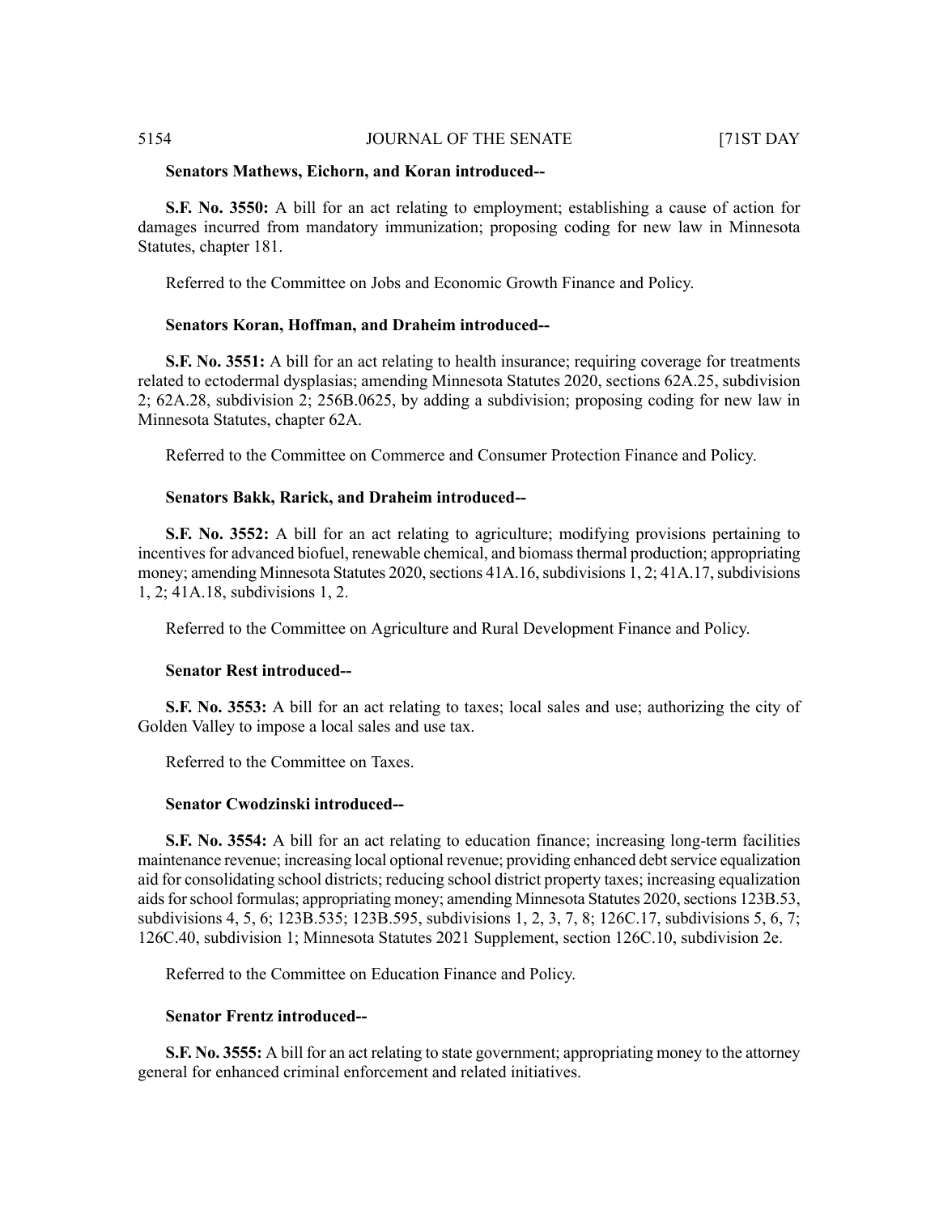**Senators Mathews, Eichorn, and Koran introduced--**

**S.F. No. 3550:** A bill for an act relating to employment; establishing a cause of action for damages incurred from mandatory immunization; proposing coding for new law in Minnesota Statutes, chapter 181.

Referred to the Committee on Jobs and Economic Growth Finance and Policy.

**Senators Koran, Hoffman, and Draheim introduced--**

**S.F. No. 3551:** A bill for an act relating to health insurance; requiring coverage for treatments related to ectodermal dysplasias; amending Minnesota Statutes 2020, sections 62A.25, subdivision 2; 62A.28, subdivision 2; 256B.0625, by adding a subdivision; proposing coding for new law in Minnesota Statutes, chapter 62A.

Referred to the Committee on Commerce and Consumer Protection Finance and Policy.

**Senators Bakk, Rarick, and Draheim introduced--**

**S.F. No. 3552:** A bill for an act relating to agriculture; modifying provisions pertaining to incentives for advanced biofuel, renewable chemical, and biomass thermal production; appropriating money; amending Minnesota Statutes 2020, sections 41A.16, subdivisions 1, 2; 41A.17, subdivisions 1, 2; 41A.18, subdivisions 1, 2.

Referred to the Committee on Agriculture and Rural Development Finance and Policy.

**Senator Rest introduced--**

**S.F. No. 3553:** A bill for an act relating to taxes; local sales and use; authorizing the city of Golden Valley to impose a local sales and use tax.

Referred to the Committee on Taxes.

**Senator Cwodzinski introduced--**

**S.F. No. 3554:** A bill for an act relating to education finance; increasing long-term facilities maintenance revenue; increasing local optional revenue; providing enhanced debt service equalization aid for consolidating school districts; reducing school district property taxes; increasing equalization aids for school formulas; appropriating money; amending Minnesota Statutes 2020, sections 123B.53, subdivisions 4, 5, 6; 123B.535; 123B.595, subdivisions 1, 2, 3, 7, 8; 126C.17, subdivisions 5, 6, 7; 126C.40, subdivision 1; Minnesota Statutes 2021 Supplement, section 126C.10, subdivision 2e.

Referred to the Committee on Education Finance and Policy.

**Senator Frentz introduced--**

**S.F. No. 3555:** A bill for an act relating to state government; appropriating money to the attorney general for enhanced criminal enforcement and related initiatives.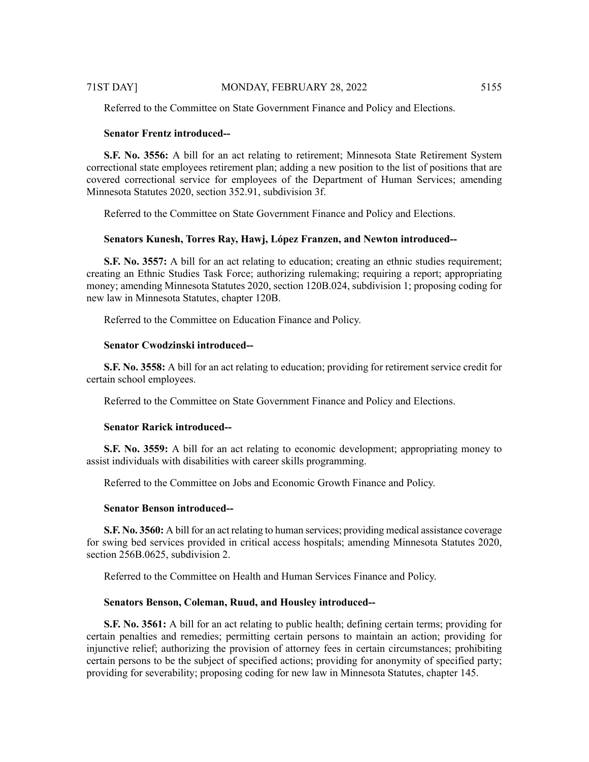Referred to the Committee on State Government Finance and Policy and Elections.

**Senator Frentz introduced--**

**S.F. No. 3556:** A bill for an act relating to retirement; Minnesota State Retirement System correctional state employees retirement plan; adding a new position to the list of positions that are covered correctional service for employees of the Department of Human Services; amending Minnesota Statutes 2020, section 352.91, subdivision 3f.

Referred to the Committee on State Government Finance and Policy and Elections.

**Senators Kunesh, Torres Ray, Hawj, López Franzen, and Newton introduced--**

**S.F. No. 3557:** A bill for an act relating to education; creating an ethnic studies requirement; creating an Ethnic Studies Task Force; authorizing rulemaking; requiring a report; appropriating money; amending Minnesota Statutes 2020, section 120B.024, subdivision 1; proposing coding for new law in Minnesota Statutes, chapter 120B.

Referred to the Committee on Education Finance and Policy.

**Senator Cwodzinski introduced--**

**S.F. No. 3558:** A bill for an act relating to education; providing for retirement service credit for certain school employees.

Referred to the Committee on State Government Finance and Policy and Elections.

**Senator Rarick introduced--**

**S.F. No. 3559:** A bill for an act relating to economic development; appropriating money to assist individuals with disabilities with career skills programming.

Referred to the Committee on Jobs and Economic Growth Finance and Policy.

**Senator Benson introduced--**

**S.F. No. 3560:** A bill for an act relating to human services; providing medical assistance coverage for swing bed services provided in critical access hospitals; amending Minnesota Statutes 2020, section 256B.0625, subdivision 2.

Referred to the Committee on Health and Human Services Finance and Policy.

**Senators Benson, Coleman, Ruud, and Housley introduced--**

**S.F. No. 3561:** A bill for an act relating to public health; defining certain terms; providing for certain penalties and remedies; permitting certain persons to maintain an action; providing for injunctive relief; authorizing the provision of attorney fees in certain circumstances; prohibiting certain persons to be the subject of specified actions; providing for anonymity of specified party; providing for severability; proposing coding for new law in Minnesota Statutes, chapter 145.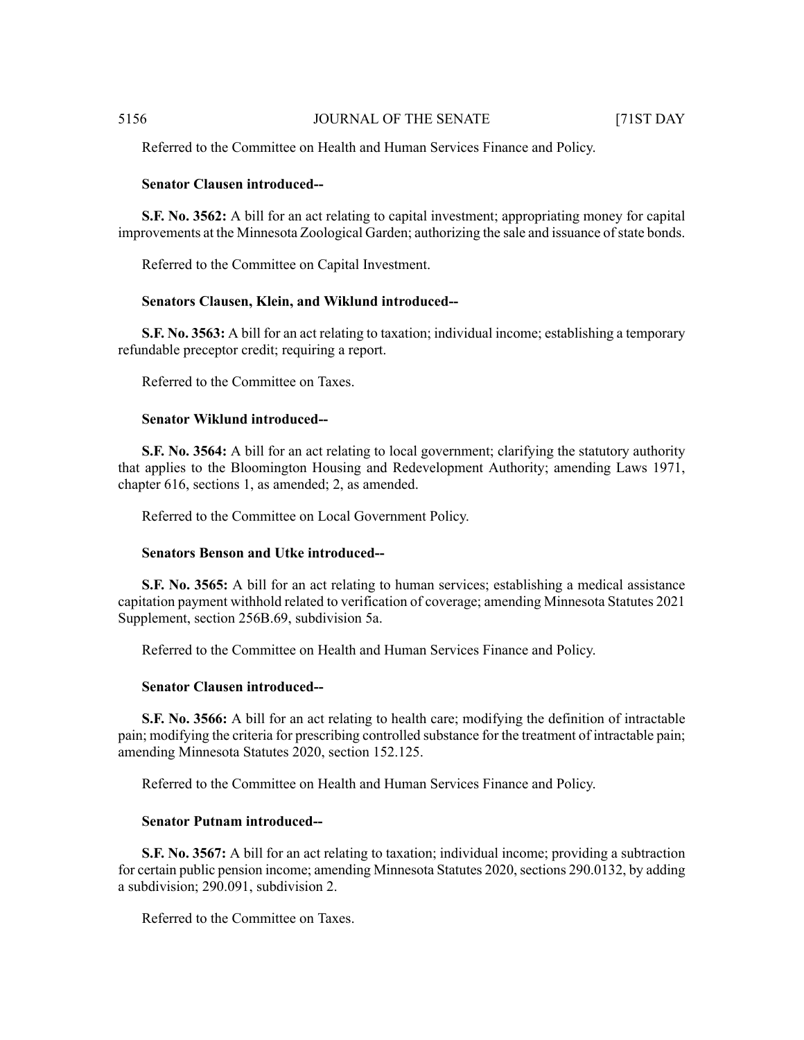Referred to the Committee on Health and Human Services Finance and Policy.

**Senator Clausen introduced--**

**S.F. No. 3562:** A bill for an act relating to capital investment; appropriating money for capital improvements at the Minnesota Zoological Garden; authorizing the sale and issuance of state bonds.

Referred to the Committee on Capital Investment.

**Senators Clausen, Klein, and Wiklund introduced--**

**S.F. No. 3563:** A bill for an act relating to taxation; individual income; establishing a temporary refundable preceptor credit; requiring a report.

Referred to the Committee on Taxes.

**Senator Wiklund introduced--**

**S.F. No. 3564:** A bill for an act relating to local government; clarifying the statutory authority that applies to the Bloomington Housing and Redevelopment Authority; amending Laws 1971, chapter 616, sections 1, as amended; 2, as amended.

Referred to the Committee on Local Government Policy.

**Senators Benson and Utke introduced--**

**S.F. No. 3565:** A bill for an act relating to human services; establishing a medical assistance capitation payment withhold related to verification of coverage; amending Minnesota Statutes 2021 Supplement, section 256B.69, subdivision 5a.

Referred to the Committee on Health and Human Services Finance and Policy.

**Senator Clausen introduced--**

**S.F. No. 3566:** A bill for an act relating to health care; modifying the definition of intractable pain; modifying the criteria for prescribing controlled substance for the treatment of intractable pain; amending Minnesota Statutes 2020, section 152.125.

Referred to the Committee on Health and Human Services Finance and Policy.

**Senator Putnam introduced--**

**S.F. No. 3567:** A bill for an act relating to taxation; individual income; providing a subtraction for certain public pension income; amending Minnesota Statutes 2020, sections 290.0132, by adding a subdivision; 290.091, subdivision 2.

Referred to the Committee on Taxes.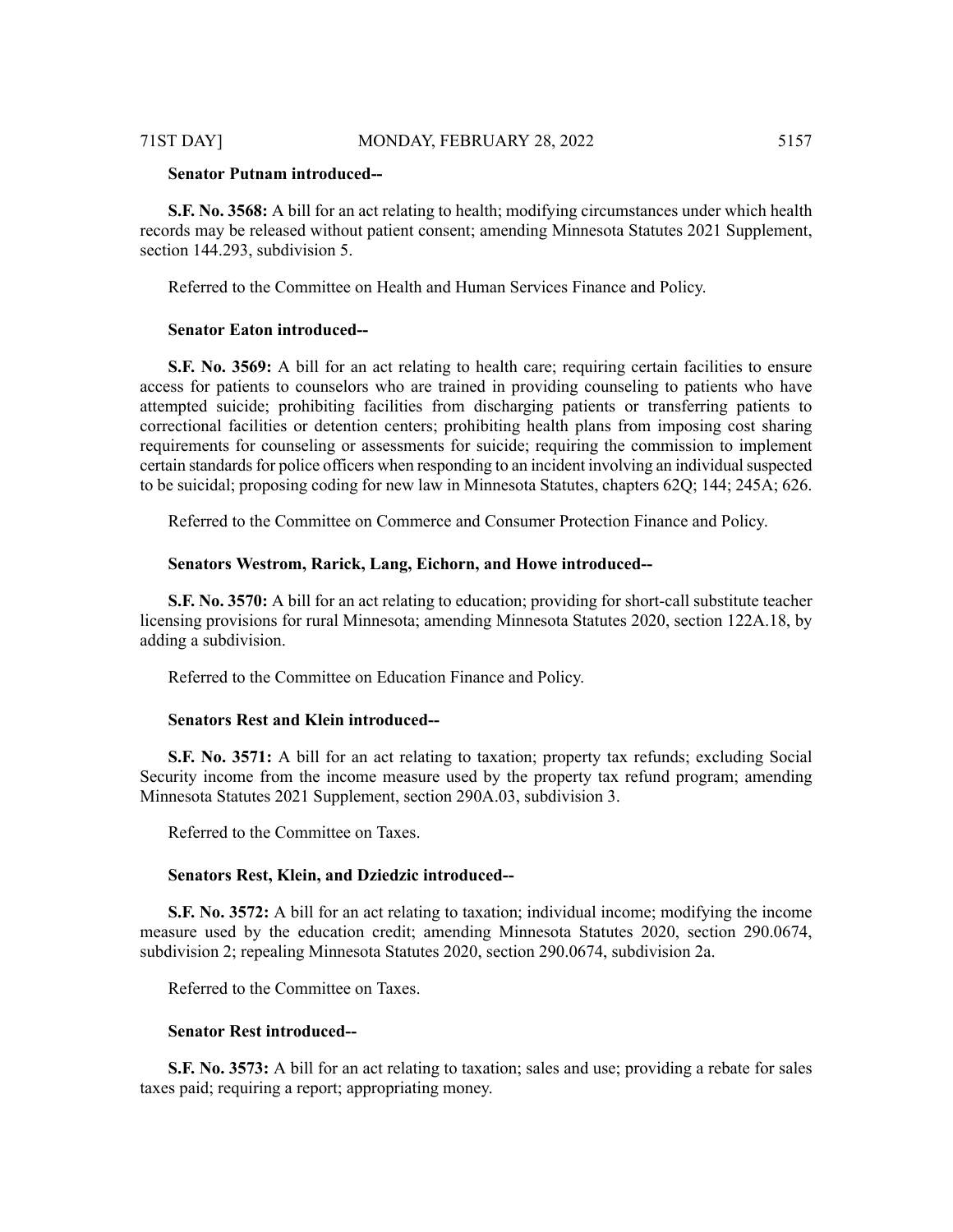**Senator Putnam introduced--**

**S.F. No. 3568:** A bill for an act relating to health; modifying circumstances under which health records may be released without patient consent; amending Minnesota Statutes 2021 Supplement, section 144.293, subdivision 5.

Referred to the Committee on Health and Human Services Finance and Policy.

**Senator Eaton introduced--**

**S.F. No. 3569:** A bill for an act relating to health care; requiring certain facilities to ensure access for patients to counselors who are trained in providing counseling to patients who have attempted suicide; prohibiting facilities from discharging patients or transferring patients to correctional facilities or detention centers; prohibiting health plans from imposing cost sharing requirements for counseling or assessments for suicide; requiring the commission to implement certain standards for police officers when responding to an incident involving an individual suspected to be suicidal; proposing coding for new law in Minnesota Statutes, chapters 62Q; 144; 245A; 626.

Referred to the Committee on Commerce and Consumer Protection Finance and Policy.

**Senators Westrom, Rarick, Lang, Eichorn, and Howe introduced--**

**S.F. No. 3570:** A bill for an act relating to education; providing for short-call substitute teacher licensing provisions for rural Minnesota; amending Minnesota Statutes 2020, section 122A.18, by adding a subdivision.

Referred to the Committee on Education Finance and Policy.

**Senators Rest and Klein introduced--**

**S.F. No. 3571:** A bill for an act relating to taxation; property tax refunds; excluding Social Security income from the income measure used by the property tax refund program; amending Minnesota Statutes 2021 Supplement, section 290A.03, subdivision 3.

Referred to the Committee on Taxes.

**Senators Rest, Klein, and Dziedzic introduced--**

**S.F. No. 3572:** A bill for an act relating to taxation; individual income; modifying the income measure used by the education credit; amending Minnesota Statutes 2020, section 290.0674, subdivision 2; repealing Minnesota Statutes 2020, section 290.0674, subdivision 2a.

Referred to the Committee on Taxes.

**Senator Rest introduced--**

**S.F. No. 3573:** A bill for an act relating to taxation; sales and use; providing a rebate for sales taxes paid; requiring a report; appropriating money.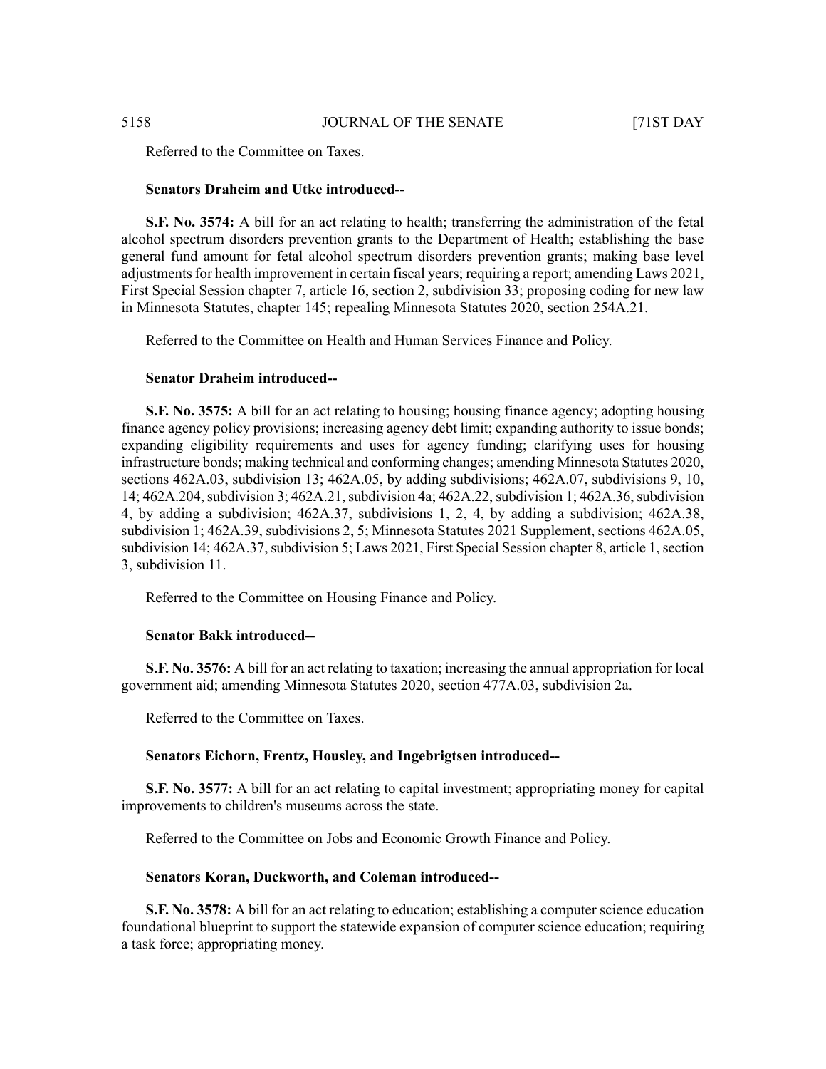Referred to the Committee on Taxes.

**Senators Draheim and Utke introduced--**

**S.F. No. 3574:** A bill for an act relating to health; transferring the administration of the fetal alcohol spectrum disorders prevention grants to the Department of Health; establishing the base general fund amount for fetal alcohol spectrum disorders prevention grants; making base level adjustments for health improvement in certain fiscal years; requiring a report; amending Laws 2021, First Special Session chapter 7, article 16, section 2, subdivision 33; proposing coding for new law in Minnesota Statutes, chapter 145; repealing Minnesota Statutes 2020, section 254A.21.

Referred to the Committee on Health and Human Services Finance and Policy.

**Senator Draheim introduced--**

**S.F. No. 3575:** A bill for an act relating to housing; housing finance agency; adopting housing finance agency policy provisions; increasing agency debt limit; expanding authority to issue bonds; expanding eligibility requirements and uses for agency funding; clarifying uses for housing infrastructure bonds; making technical and conforming changes; amending Minnesota Statutes 2020, sections 462A.03, subdivision 13; 462A.05, by adding subdivisions; 462A.07, subdivisions 9, 10, 14; 462A.204, subdivision 3; 462A.21, subdivision 4a; 462A.22, subdivision 1; 462A.36, subdivision 4, by adding a subdivision; 462A.37, subdivisions 1, 2, 4, by adding a subdivision; 462A.38, subdivision 1; 462A.39, subdivisions 2, 5; Minnesota Statutes 2021 Supplement, sections 462A.05, subdivision 14; 462A.37, subdivision 5; Laws 2021, First Special Session chapter 8, article 1, section 3, subdivision 11.

Referred to the Committee on Housing Finance and Policy.

**Senator Bakk introduced--**

**S.F. No. 3576:** A bill for an act relating to taxation; increasing the annual appropriation for local government aid; amending Minnesota Statutes 2020, section 477A.03, subdivision 2a.

Referred to the Committee on Taxes.

**Senators Eichorn, Frentz, Housley, and Ingebrigtsen introduced--**

**S.F. No. 3577:** A bill for an act relating to capital investment; appropriating money for capital improvements to children's museums across the state.

Referred to the Committee on Jobs and Economic Growth Finance and Policy.

**Senators Koran, Duckworth, and Coleman introduced--**

**S.F. No. 3578:** A bill for an act relating to education; establishing a computer science education foundational blueprint to support the statewide expansion of computer science education; requiring a task force; appropriating money.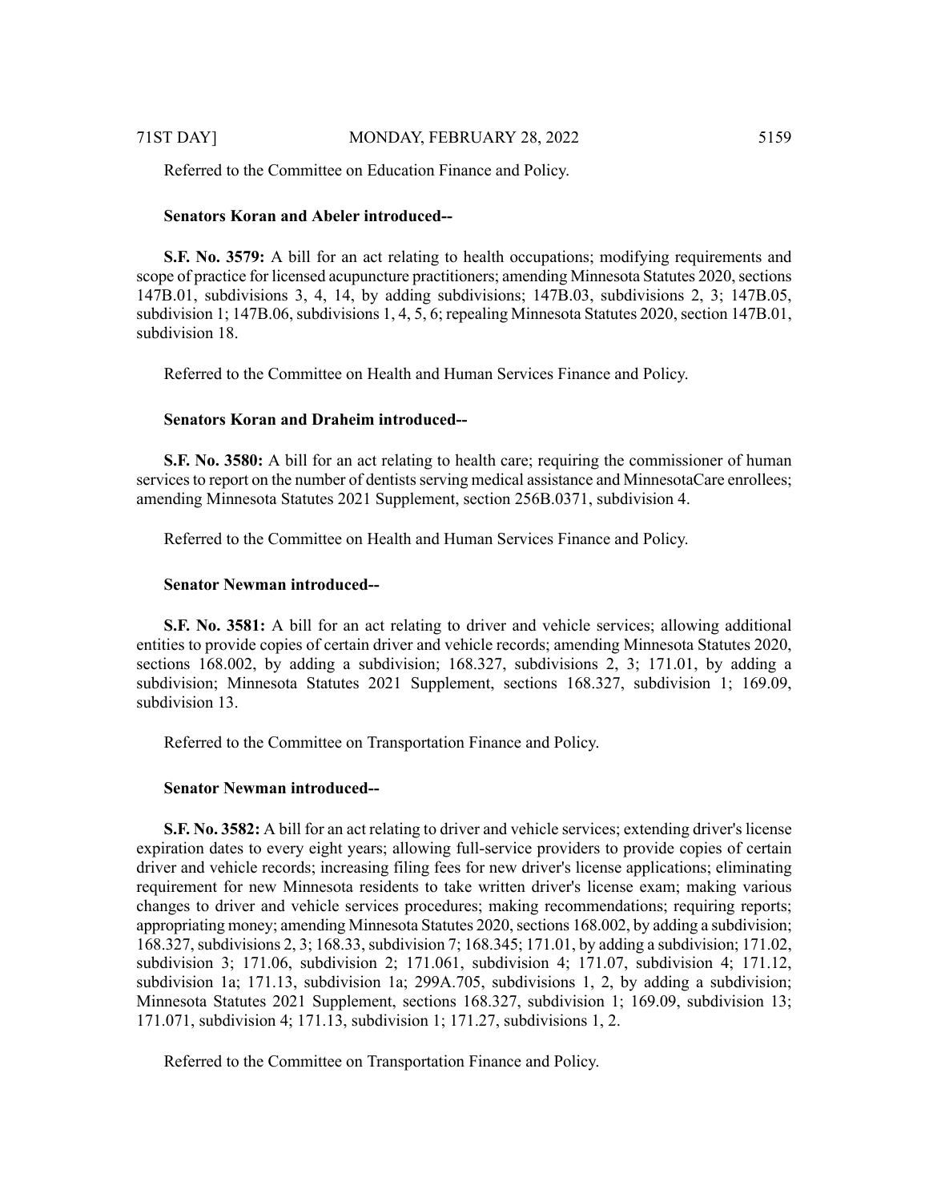Referred to the Committee on Education Finance and Policy.

**Senators Koran and Abeler introduced--**

**S.F. No. 3579:** A bill for an act relating to health occupations; modifying requirements and scope of practice for licensed acupuncture practitioners; amending Minnesota Statutes 2020, sections 147B.01, subdivisions 3, 4, 14, by adding subdivisions; 147B.03, subdivisions 2, 3; 147B.05, subdivision 1; 147B.06, subdivisions 1, 4, 5, 6; repealing Minnesota Statutes 2020, section 147B.01, subdivision 18.

Referred to the Committee on Health and Human Services Finance and Policy.

**Senators Koran and Draheim introduced--**

**S.F. No. 3580:** A bill for an act relating to health care; requiring the commissioner of human services to report on the number of dentists serving medical assistance and MinnesotaCare enrollees; amending Minnesota Statutes 2021 Supplement, section 256B.0371, subdivision 4.

Referred to the Committee on Health and Human Services Finance and Policy.

**Senator Newman introduced--**

**S.F. No. 3581:** A bill for an act relating to driver and vehicle services; allowing additional entities to provide copies of certain driver and vehicle records; amending Minnesota Statutes 2020, sections 168.002, by adding a subdivision; 168.327, subdivisions 2, 3; 171.01, by adding a subdivision; Minnesota Statutes 2021 Supplement, sections 168.327, subdivision 1; 169.09, subdivision 13.

Referred to the Committee on Transportation Finance and Policy.

**Senator Newman introduced--**

**S.F. No. 3582:** A bill for an act relating to driver and vehicle services; extending driver's license expiration dates to every eight years; allowing full-service providers to provide copies of certain driver and vehicle records; increasing filing fees for new driver's license applications; eliminating requirement for new Minnesota residents to take written driver's license exam; making various changes to driver and vehicle services procedures; making recommendations; requiring reports; appropriating money; amending Minnesota Statutes 2020, sections 168.002, by adding a subdivision; 168.327, subdivisions 2, 3; 168.33, subdivision 7; 168.345; 171.01, by adding a subdivision; 171.02, subdivision 3; 171.06, subdivision 2; 171.061, subdivision 4; 171.07, subdivision 4; 171.12, subdivision 1a; 171.13, subdivision 1a; 299A.705, subdivisions 1, 2, by adding a subdivision; Minnesota Statutes 2021 Supplement, sections 168.327, subdivision 1; 169.09, subdivision 13; 171.071, subdivision 4; 171.13, subdivision 1; 171.27, subdivisions 1, 2.

Referred to the Committee on Transportation Finance and Policy.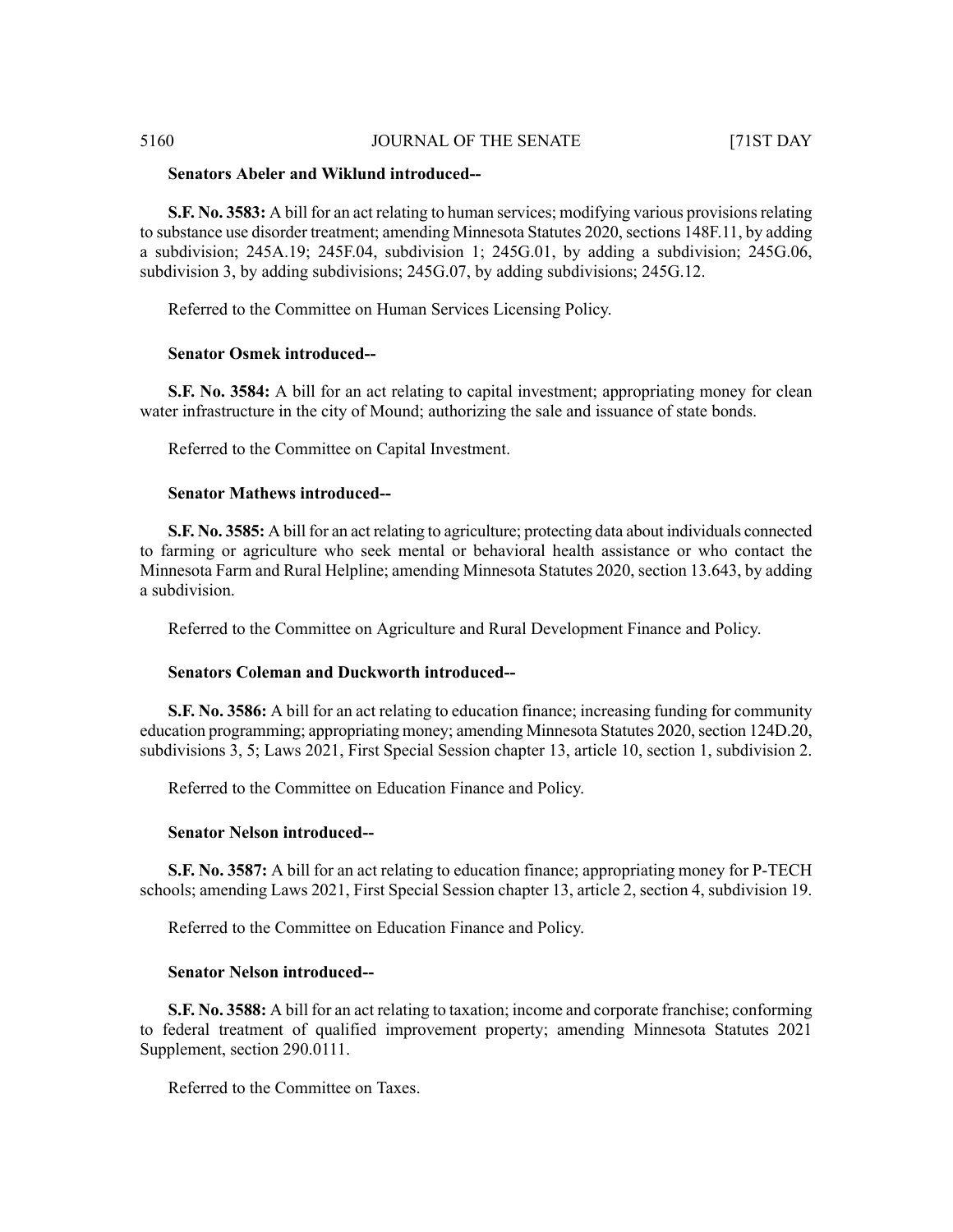**Senators Abeler and Wiklund introduced--**

**S.F. No. 3583:** A bill for an act relating to human services; modifying various provisions relating to substance use disorder treatment; amending Minnesota Statutes 2020, sections 148F.11, by adding a subdivision; 245A.19; 245F.04, subdivision 1; 245G.01, by adding a subdivision; 245G.06, subdivision 3, by adding subdivisions; 245G.07, by adding subdivisions; 245G.12.

Referred to the Committee on Human Services Licensing Policy.

**Senator Osmek introduced--**

**S.F. No. 3584:** A bill for an act relating to capital investment; appropriating money for clean water infrastructure in the city of Mound; authorizing the sale and issuance of state bonds.

Referred to the Committee on Capital Investment.

**Senator Mathews introduced--**

**S.F. No. 3585:** A bill for an act relating to agriculture; protecting data about individuals connected to farming or agriculture who seek mental or behavioral health assistance or who contact the Minnesota Farm and Rural Helpline; amending Minnesota Statutes 2020, section 13.643, by adding a subdivision.

Referred to the Committee on Agriculture and Rural Development Finance and Policy.

**Senators Coleman and Duckworth introduced--**

**S.F. No. 3586:** A bill for an act relating to education finance; increasing funding for community education programming; appropriating money; amending Minnesota Statutes 2020, section 124D.20, subdivisions 3, 5; Laws 2021, First Special Session chapter 13, article 10, section 1, subdivision 2.

Referred to the Committee on Education Finance and Policy.

**Senator Nelson introduced--**

**S.F. No. 3587:** A bill for an act relating to education finance; appropriating money for P-TECH schools; amending Laws 2021, First Special Session chapter 13, article 2, section 4, subdivision 19.

Referred to the Committee on Education Finance and Policy.

**Senator Nelson introduced--**

**S.F. No. 3588:** A bill for an act relating to taxation; income and corporate franchise; conforming to federal treatment of qualified improvement property; amending Minnesota Statutes 2021 Supplement, section 290.0111.

Referred to the Committee on Taxes.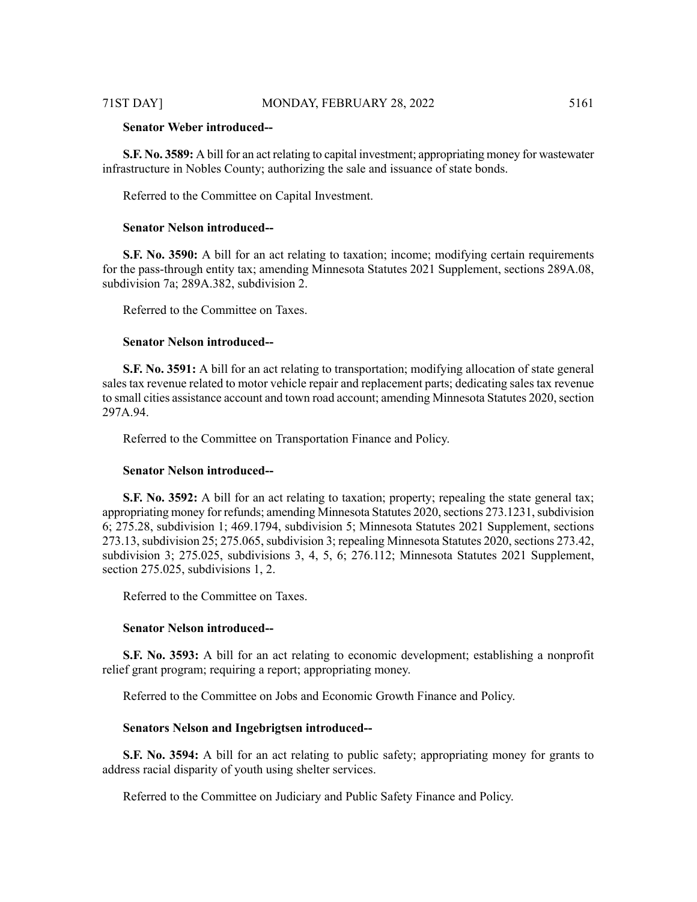**Senator Weber introduced--**

**S.F. No. 3589:** A bill for an act relating to capital investment; appropriating money for wastewater infrastructure in Nobles County; authorizing the sale and issuance of state bonds.

Referred to the Committee on Capital Investment.

**Senator Nelson introduced--**

**S.F. No. 3590:** A bill for an act relating to taxation; income; modifying certain requirements for the pass-through entity tax; amending Minnesota Statutes 2021 Supplement, sections 289A.08, subdivision 7a; 289A.382, subdivision 2.

Referred to the Committee on Taxes.

**Senator Nelson introduced--**

**S.F. No. 3591:** A bill for an act relating to transportation; modifying allocation of state general sales tax revenue related to motor vehicle repair and replacement parts; dedicating sales tax revenue to small cities assistance account and town road account; amending Minnesota Statutes 2020, section 297A.94.

Referred to the Committee on Transportation Finance and Policy.

**Senator Nelson introduced--**

**S.F. No. 3592:** A bill for an act relating to taxation; property; repealing the state general tax; appropriating money for refunds; amending Minnesota Statutes 2020, sections 273.1231, subdivision 6; 275.28, subdivision 1; 469.1794, subdivision 5; Minnesota Statutes 2021 Supplement, sections 273.13, subdivision 25; 275.065, subdivision 3; repealing Minnesota Statutes 2020, sections 273.42, subdivision 3; 275.025, subdivisions 3, 4, 5, 6; 276.112; Minnesota Statutes 2021 Supplement, section 275.025, subdivisions 1, 2.

Referred to the Committee on Taxes.

**Senator Nelson introduced--**

**S.F. No. 3593:** A bill for an act relating to economic development; establishing a nonprofit relief grant program; requiring a report; appropriating money.

Referred to the Committee on Jobs and Economic Growth Finance and Policy.

**Senators Nelson and Ingebrigtsen introduced--**

**S.F. No. 3594:** A bill for an act relating to public safety; appropriating money for grants to address racial disparity of youth using shelter services.

Referred to the Committee on Judiciary and Public Safety Finance and Policy.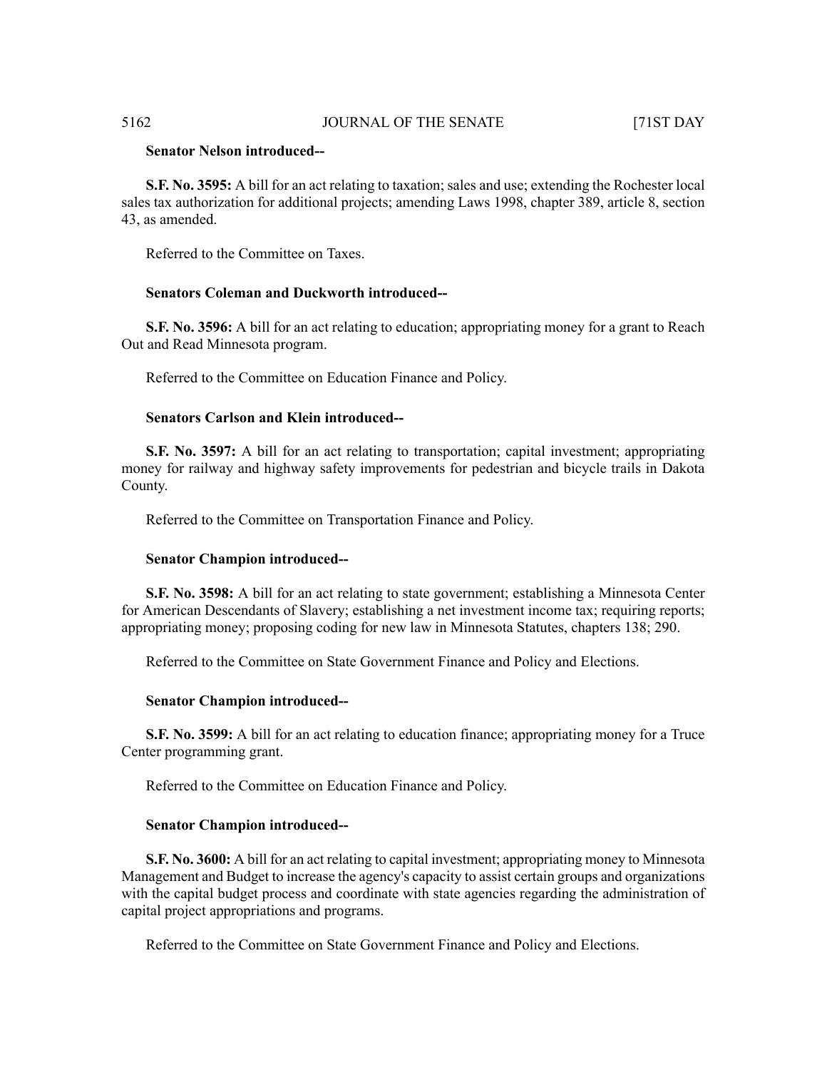**Senator Nelson introduced--**

**S.F. No. 3595:** A bill for an act relating to taxation; sales and use; extending the Rochester local sales tax authorization for additional projects; amending Laws 1998, chapter 389, article 8, section 43, as amended.

Referred to the Committee on Taxes.

**Senators Coleman and Duckworth introduced--**

**S.F. No. 3596:** A bill for an act relating to education; appropriating money for a grant to Reach Out and Read Minnesota program.

Referred to the Committee on Education Finance and Policy.

**Senators Carlson and Klein introduced--**

**S.F. No. 3597:** A bill for an act relating to transportation; capital investment; appropriating money for railway and highway safety improvements for pedestrian and bicycle trails in Dakota County.

Referred to the Committee on Transportation Finance and Policy.

**Senator Champion introduced--**

**S.F. No. 3598:** A bill for an act relating to state government; establishing a Minnesota Center for American Descendants of Slavery; establishing a net investment income tax; requiring reports; appropriating money; proposing coding for new law in Minnesota Statutes, chapters 138; 290.

Referred to the Committee on State Government Finance and Policy and Elections.

**Senator Champion introduced--**

**S.F. No. 3599:** A bill for an act relating to education finance; appropriating money for a Truce Center programming grant.

Referred to the Committee on Education Finance and Policy.

**Senator Champion introduced--**

**S.F. No. 3600:** A bill for an act relating to capital investment; appropriating money to Minnesota Management and Budget to increase the agency's capacity to assist certain groups and organizations with the capital budget process and coordinate with state agencies regarding the administration of capital project appropriations and programs.

Referred to the Committee on State Government Finance and Policy and Elections.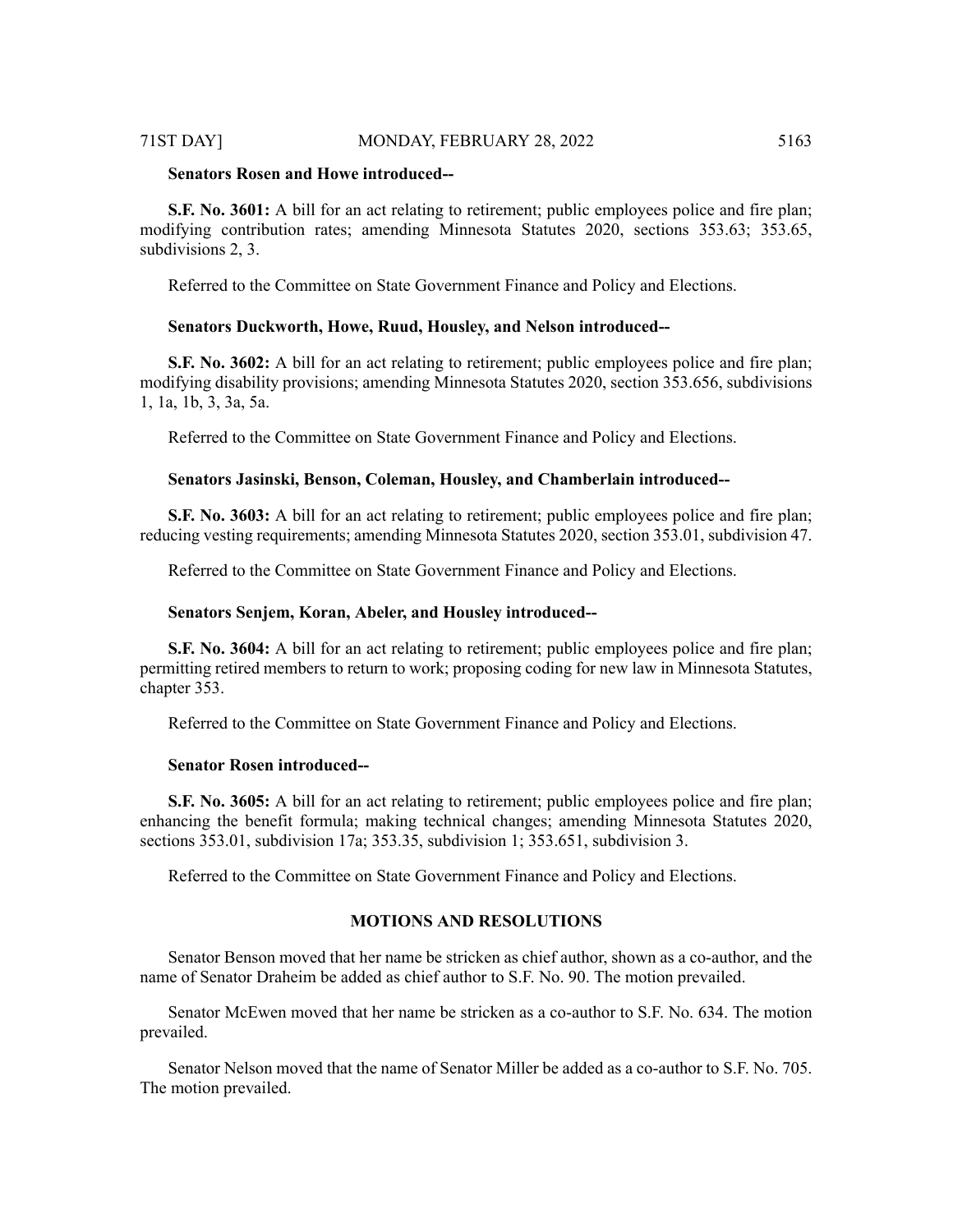**Senators Rosen and Howe introduced--**

**S.F. No. 3601:** A bill for an act relating to retirement; public employees police and fire plan; modifying contribution rates; amending Minnesota Statutes 2020, sections 353.63; 353.65, subdivisions 2, 3.

Referred to the Committee on State Government Finance and Policy and Elections.

**Senators Duckworth, Howe, Ruud, Housley, and Nelson introduced--**

**S.F. No. 3602:** A bill for an act relating to retirement; public employees police and fire plan; modifying disability provisions; amending Minnesota Statutes 2020, section 353.656, subdivisions 1, 1a, 1b, 3, 3a, 5a.

Referred to the Committee on State Government Finance and Policy and Elections.

**Senators Jasinski, Benson, Coleman, Housley, and Chamberlain introduced--**

**S.F. No. 3603:** A bill for an act relating to retirement; public employees police and fire plan; reducing vesting requirements; amending Minnesota Statutes 2020, section 353.01, subdivision 47.

Referred to the Committee on State Government Finance and Policy and Elections.

**Senators Senjem, Koran, Abeler, and Housley introduced--**

**S.F. No. 3604:** A bill for an act relating to retirement; public employees police and fire plan; permitting retired members to return to work; proposing coding for new law in Minnesota Statutes, chapter 353.

Referred to the Committee on State Government Finance and Policy and Elections.

**Senator Rosen introduced--**

**S.F. No. 3605:** A bill for an act relating to retirement; public employees police and fire plan; enhancing the benefit formula; making technical changes; amending Minnesota Statutes 2020, sections 353.01, subdivision 17a; 353.35, subdivision 1; 353.651, subdivision 3.

Referred to the Committee on State Government Finance and Policy and Elections.

## MOTIONS AND RESOLUTIONS

Senator Benson moved that her name be stricken as chief author, shown as a co-author, and the name of Senator Draheim be added as chief author to S.F. No. 90. The motion prevailed.

Senator McEwen moved that her name be stricken as a co-author to S.F. No. 634. The motion prevailed.

Senator Nelson moved that the name of Senator Miller be added as a co-author to S.F. No. 705. The motion prevailed.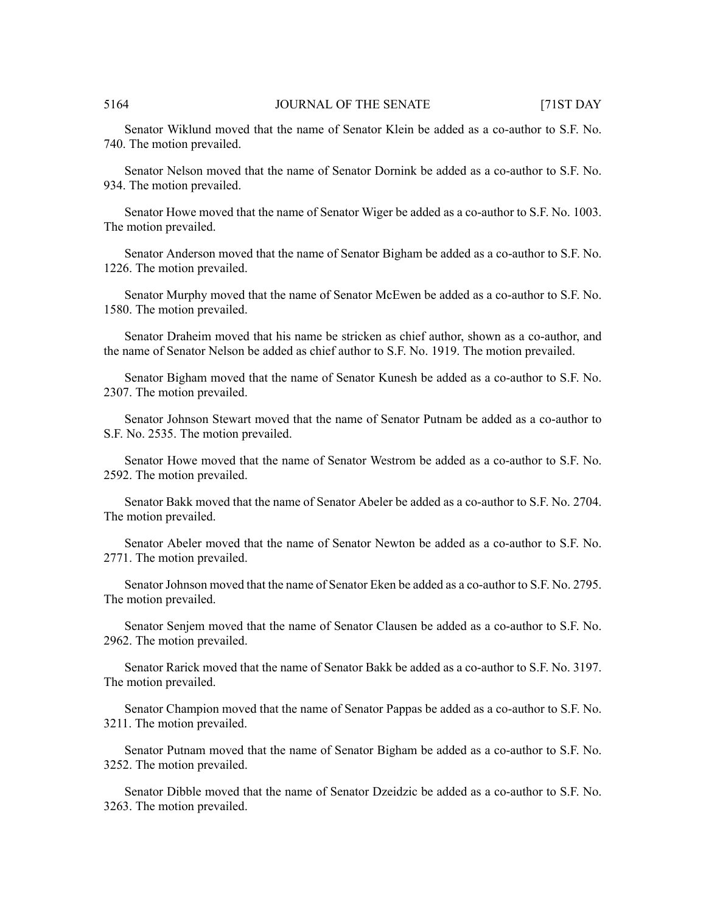Senator Wiklund moved that the name of Senator Klein be added as a co-author to S.F. No. 740. The motion prevailed.

Senator Nelson moved that the name of Senator Dornink be added as a co-author to S.F. No. 934. The motion prevailed.

Senator Howe moved that the name of Senator Wiger be added as a co-author to S.F. No. 1003. The motion prevailed.

Senator Anderson moved that the name of Senator Bigham be added as a co-author to S.F. No. 1226. The motion prevailed.

Senator Murphy moved that the name of Senator McEwen be added as a co-author to S.F. No. 1580. The motion prevailed.

Senator Draheim moved that his name be stricken as chief author, shown as a co-author, and the name of Senator Nelson be added as chief author to S.F. No. 1919. The motion prevailed.

Senator Bigham moved that the name of Senator Kunesh be added as a co-author to S.F. No. 2307. The motion prevailed.

Senator Johnson Stewart moved that the name of Senator Putnam be added as a co-author to S.F. No. 2535. The motion prevailed.

Senator Howe moved that the name of Senator Westrom be added as a co-author to S.F. No. 2592. The motion prevailed.

Senator Bakk moved that the name of Senator Abeler be added as a co-author to S.F. No. 2704. The motion prevailed.

Senator Abeler moved that the name of Senator Newton be added as a co-author to S.F. No. 2771. The motion prevailed.

Senator Johnson moved that the name of Senator Eken be added as a co-author to S.F. No. 2795. The motion prevailed.

Senator Senjem moved that the name of Senator Clausen be added as a co-author to S.F. No. 2962. The motion prevailed.

Senator Rarick moved that the name of Senator Bakk be added as a co-author to S.F. No. 3197. The motion prevailed.

Senator Champion moved that the name of Senator Pappas be added as a co-author to S.F. No. 3211. The motion prevailed.

Senator Putnam moved that the name of Senator Bigham be added as a co-author to S.F. No. 3252. The motion prevailed.

Senator Dibble moved that the name of Senator Dzeidzic be added as a co-author to S.F. No. 3263. The motion prevailed.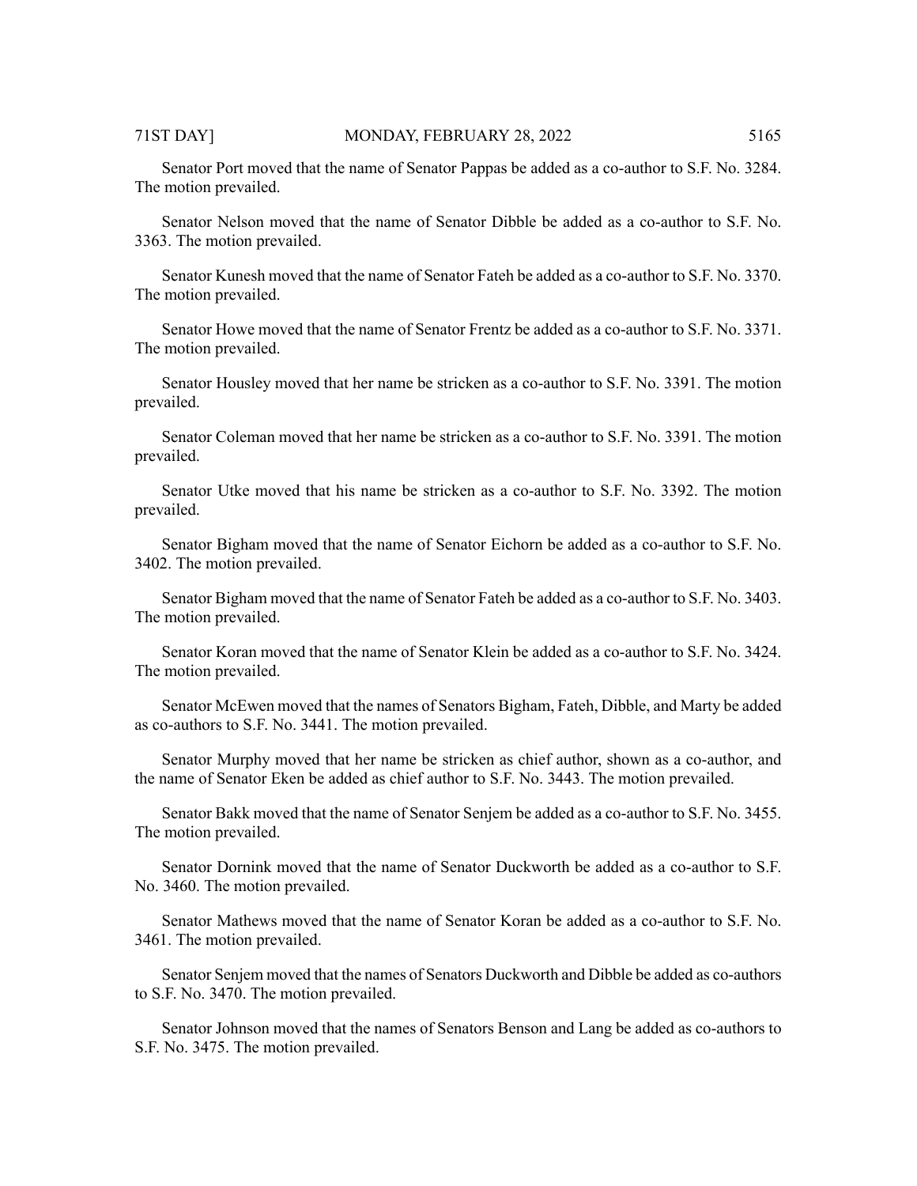Senator Port moved that the name of Senator Pappas be added as a co-author to S.F. No. 3284. The motion prevailed.

Senator Nelson moved that the name of Senator Dibble be added as a co-author to S.F. No. 3363. The motion prevailed.

Senator Kunesh moved that the name of Senator Fateh be added as a co-author to S.F. No. 3370. The motion prevailed.

Senator Howe moved that the name of Senator Frentz be added as a co-author to S.F. No. 3371. The motion prevailed.

Senator Housley moved that her name be stricken as a co-author to S.F. No. 3391. The motion prevailed.

Senator Coleman moved that her name be stricken as a co-author to S.F. No. 3391. The motion prevailed.

Senator Utke moved that his name be stricken as a co-author to S.F. No. 3392. The motion prevailed.

Senator Bigham moved that the name of Senator Eichorn be added as a co-author to S.F. No. 3402. The motion prevailed.

Senator Bigham moved that the name of Senator Fateh be added as a co-author to S.F. No. 3403. The motion prevailed.

Senator Koran moved that the name of Senator Klein be added as a co-author to S.F. No. 3424. The motion prevailed.

Senator McEwen moved that the names of Senators Bigham, Fateh, Dibble, and Marty be added as co-authors to S.F. No. 3441. The motion prevailed.

Senator Murphy moved that her name be stricken as chief author, shown as a co-author, and the name of Senator Eken be added as chief author to S.F. No. 3443. The motion prevailed.

Senator Bakk moved that the name of Senator Senjem be added as a co-author to S.F. No. 3455. The motion prevailed.

Senator Dornink moved that the name of Senator Duckworth be added as a co-author to S.F. No. 3460. The motion prevailed.

Senator Mathews moved that the name of Senator Koran be added as a co-author to S.F. No. 3461. The motion prevailed.

Senator Senjem moved that the names of Senators Duckworth and Dibble be added as co-authors to S.F. No. 3470. The motion prevailed.

Senator Johnson moved that the names of Senators Benson and Lang be added as co-authors to S.F. No. 3475. The motion prevailed.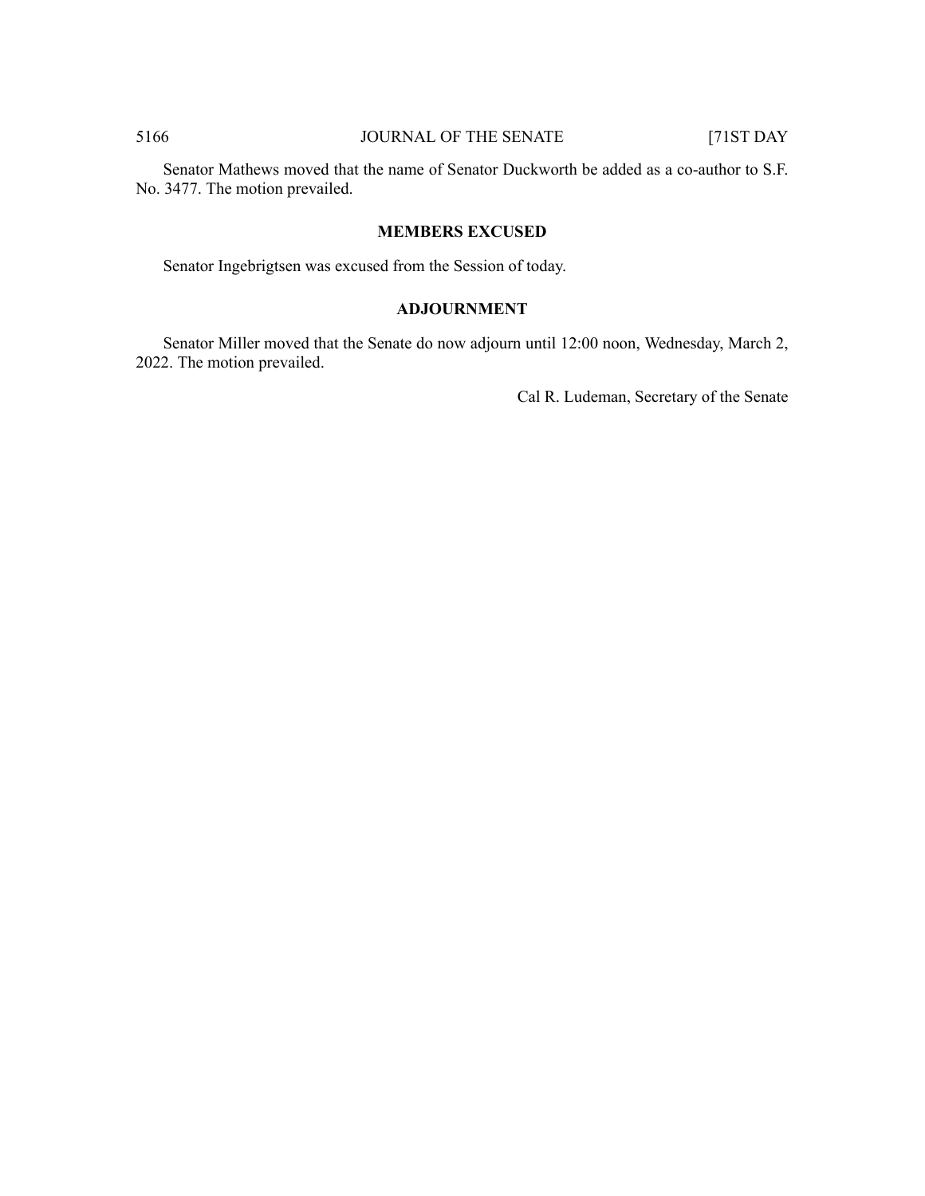Senator Mathews moved that the name of Senator Duckworth be added as a co-author to S.F. No. 3477. The motion prevailed.

## MEMBERS EXCUSED

Senator Ingebrigtsen was excused from the Session of today.

## ADJOURNMENT

Senator Miller moved that the Senate do now adjourn until 12:00 noon, Wednesday, March 2, 2022. The motion prevailed.

Cal R. Ludeman, Secretary of the Senate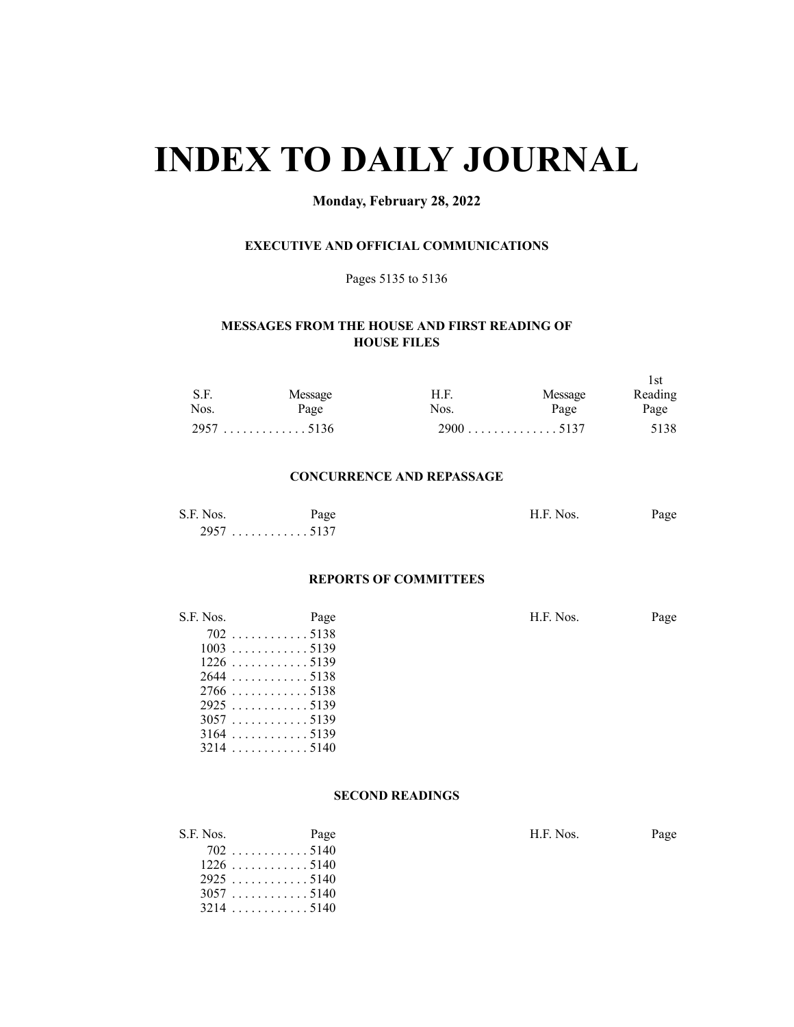# INDEX TO DAILY JOURNAL

**Monday, February 28, 2022**

### EXECUTIVE AND OFFICIAL COMMUNICATIONS

Pages 5135 to 5136

### MESSAGES FROM THE HOUSE AND FIRST READING OF HOUSE FILES

| S.F. Nos. | Message Page | H.F. Nos. | Message Page | 1st Reading Page |
|---|---|---|---|---|
| 2957 | 5136 | 2900 | 5137 | 5138 |

### CONCURRENCE AND REPASSAGE

| S.F. Nos. | Page | H.F. Nos. | Page |
|---|---|---|---|
| 2957 | 5137 | | |

### REPORTS OF COMMITTEES

| S.F. Nos. | Page | H.F. Nos. | Page |
|---|---|---|---|
| 702 | 5138 | | |
| 1003 | 5139 | | |
| 1226 | 5139 | | |
| 2644 | 5138 | | |
| 2766 | 5138 | | |
| 2925 | 5139 | | |
| 3057 | 5139 | | |
| 3164 | 5139 | | |
| 3214 | 5140 | | |

### SECOND READINGS

| S.F. Nos. | Page | H.F. Nos. | Page |
|---|---|---|---|
| 702 | 5140 | | |
| 1226 | 5140 | | |
| 2925 | 5140 | | |
| 3057 | 5140 | | |
| 3214 | 5140 | | |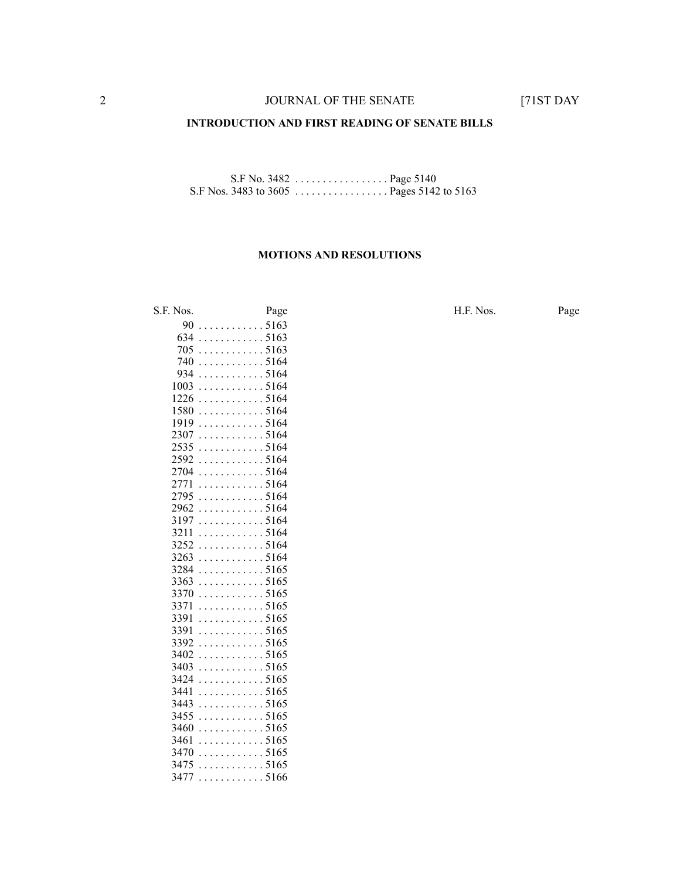## INTRODUCTION AND FIRST READING OF SENATE BILLS

S.F No. 3482 . . . . . . . . . . . . . . . . . Page 5140
S.F Nos. 3483 to 3605 . . . . . . . . . . . . . . . . . Pages 5142 to 5163

## MOTIONS AND RESOLUTIONS

| S.F. Nos. | Page | H.F. Nos. | Page |
|---|---|---|---|
| 90 | 5163 | | |
| 634 | 5163 | | |
| 705 | 5163 | | |
| 740 | 5164 | | |
| 934 | 5164 | | |
| 1003 | 5164 | | |
| 1226 | 5164 | | |
| 1580 | 5164 | | |
| 1919 | 5164 | | |
| 2307 | 5164 | | |
| 2535 | 5164 | | |
| 2592 | 5164 | | |
| 2704 | 5164 | | |
| 2771 | 5164 | | |
| 2795 | 5164 | | |
| 2962 | 5164 | | |
| 3197 | 5164 | | |
| 3211 | 5164 | | |
| 3252 | 5164 | | |
| 3263 | 5164 | | |
| 3284 | 5165 | | |
| 3363 | 5165 | | |
| 3370 | 5165 | | |
| 3371 | 5165 | | |
| 3391 | 5165 | | |
| 3391 | 5165 | | |
| 3392 | 5165 | | |
| 3402 | 5165 | | |
| 3403 | 5165 | | |
| 3424 | 5165 | | |
| 3441 | 5165 | | |
| 3443 | 5165 | | |
| 3455 | 5165 | | |
| 3460 | 5165 | | |
| 3461 | 5165 | | |
| 3470 | 5165 | | |
| 3475 | 5165 | | |
| 3477 | 5166 | | |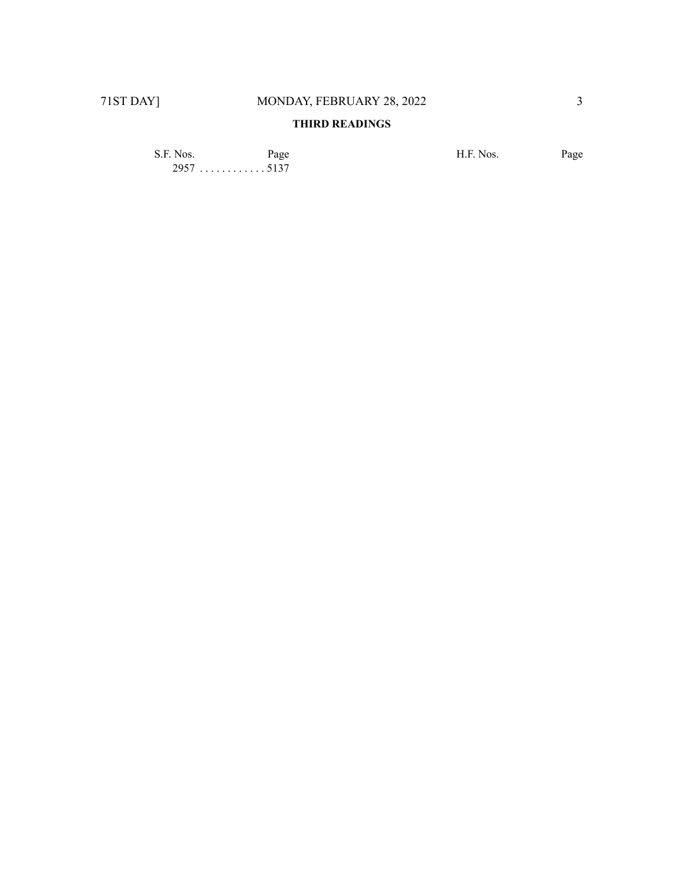## THIRD READINGS

| S.F. Nos. | Page | H.F. Nos. | Page |
|---|---|---|---|
| 2957 | 5137 | | |